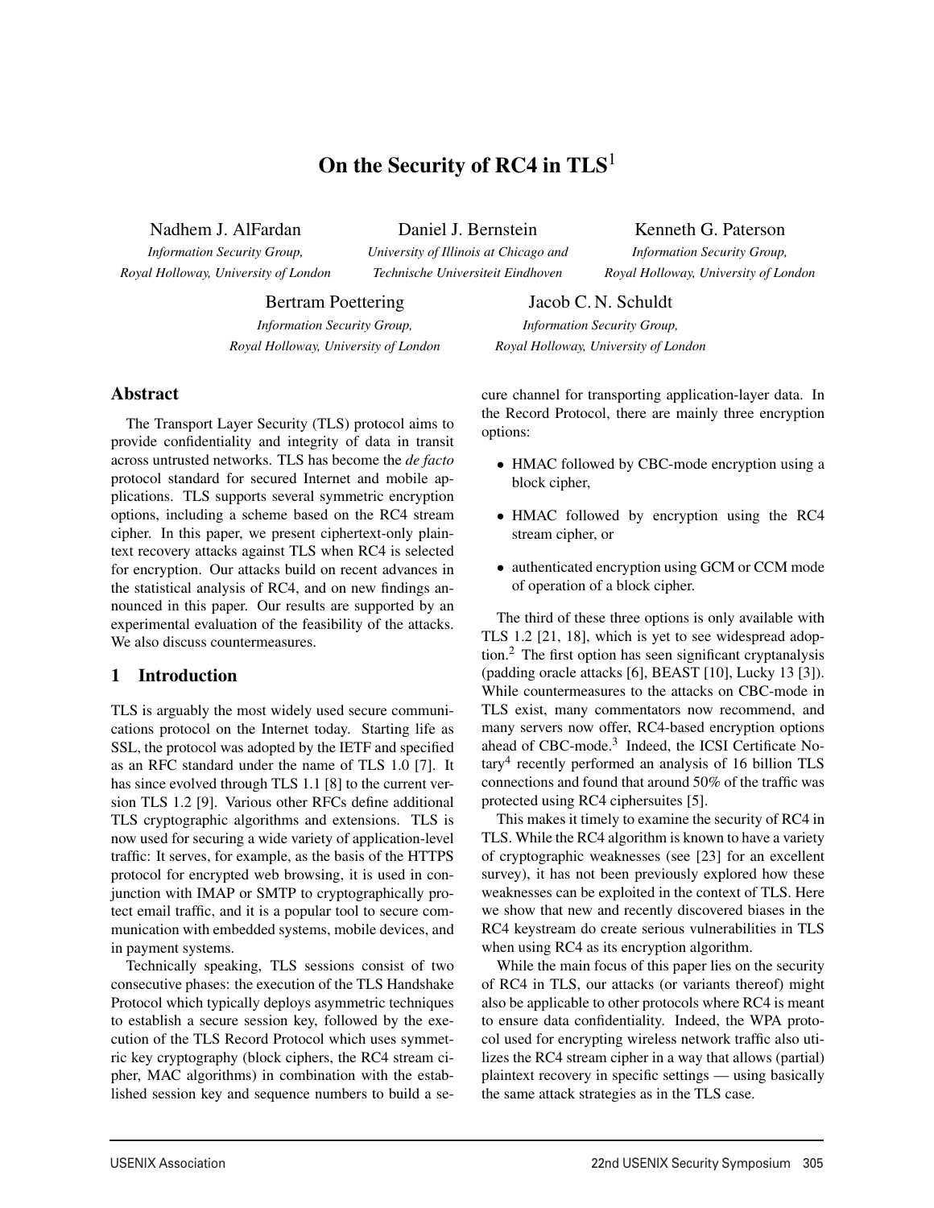# On the Security of RC4 in TLS[1]

Nadhem J. AlFardan
*Information Security Group, Royal Holloway, University of London*

Daniel J. Bernstein
*University of Illinois at Chicago and Technische Universiteit Eindhoven*

Kenneth G. Paterson
*Information Security Group, Royal Holloway, University of London*

Bertram Poettering
*Information Security Group, Royal Holloway, University of London*

Jacob C. N. Schuldt
*Information Security Group, Royal Holloway, University of London*

## Abstract

The Transport Layer Security (TLS) protocol aims to provide confidentiality and integrity of data in transit across untrusted networks. TLS has become the *de facto* protocol standard for secured Internet and mobile applications. TLS supports several symmetric encryption options, including a scheme based on the RC4 stream cipher. In this paper, we present ciphertext-only plaintext recovery attacks against TLS when RC4 is selected for encryption. Our attacks build on recent advances in the statistical analysis of RC4, and on new findings announced in this paper. Our results are supported by an experimental evaluation of the feasibility of the attacks. We also discuss countermeasures.

## 1 Introduction

TLS is arguably the most widely used secure communications protocol on the Internet today. Starting life as SSL, the protocol was adopted by the IETF and specified as an RFC standard under the name of TLS 1.0 [7]. It has since evolved through TLS 1.1 [8] to the current version TLS 1.2 [9]. Various other RFCs define additional TLS cryptographic algorithms and extensions. TLS is now used for securing a wide variety of application-level traffic: It serves, for example, as the basis of the HTTPS protocol for encrypted web browsing, it is used in conjunction with IMAP or SMTP to cryptographically protect email traffic, and it is a popular tool to secure communication with embedded systems, mobile devices, and in payment systems.

Technically speaking, TLS sessions consist of two consecutive phases: the execution of the TLS Handshake Protocol which typically deploys asymmetric techniques to establish a secure session key, followed by the execution of the TLS Record Protocol which uses symmetric key cryptography (block ciphers, the RC4 stream cipher, MAC algorithms) in combination with the established session key and sequence numbers to build a secure channel for transporting application-layer data. In the Record Protocol, there are mainly three encryption options:

- HMAC followed by CBC-mode encryption using a block cipher,
- HMAC followed by encryption using the RC4 stream cipher, or
- authenticated encryption using GCM or CCM mode of operation of a block cipher.

The third of these three options is only available with TLS 1.2 [21, 18], which is yet to see widespread adoption.[2] The first option has seen significant cryptanalysis (padding oracle attacks [6], BEAST [10], Lucky 13 [3]). While countermeasures to the attacks on CBC-mode in TLS exist, many commentators now recommend, and many servers now offer, RC4-based encryption options ahead of CBC-mode.[3] Indeed, the ICSI Certificate Notary[4] recently performed an analysis of 16 billion TLS connections and found that around 50% of the traffic was protected using RC4 ciphersuites [5].

This makes it timely to examine the security of RC4 in TLS. While the RC4 algorithm is known to have a variety of cryptographic weaknesses (see [23] for an excellent survey), it has not been previously explored how these weaknesses can be exploited in the context of TLS. Here we show that new and recently discovered biases in the RC4 keystream do create serious vulnerabilities in TLS when using RC4 as its encryption algorithm.

While the main focus of this paper lies on the security of RC4 in TLS, our attacks (or variants thereof) might also be applicable to other protocols where RC4 is meant to ensure data confidentiality. Indeed, the WPA protocol used for encrypting wireless network traffic also utilizes the RC4 stream cipher in a way that allows (partial) plaintext recovery in specific settings — using basically the same attack strategies as in the TLS case.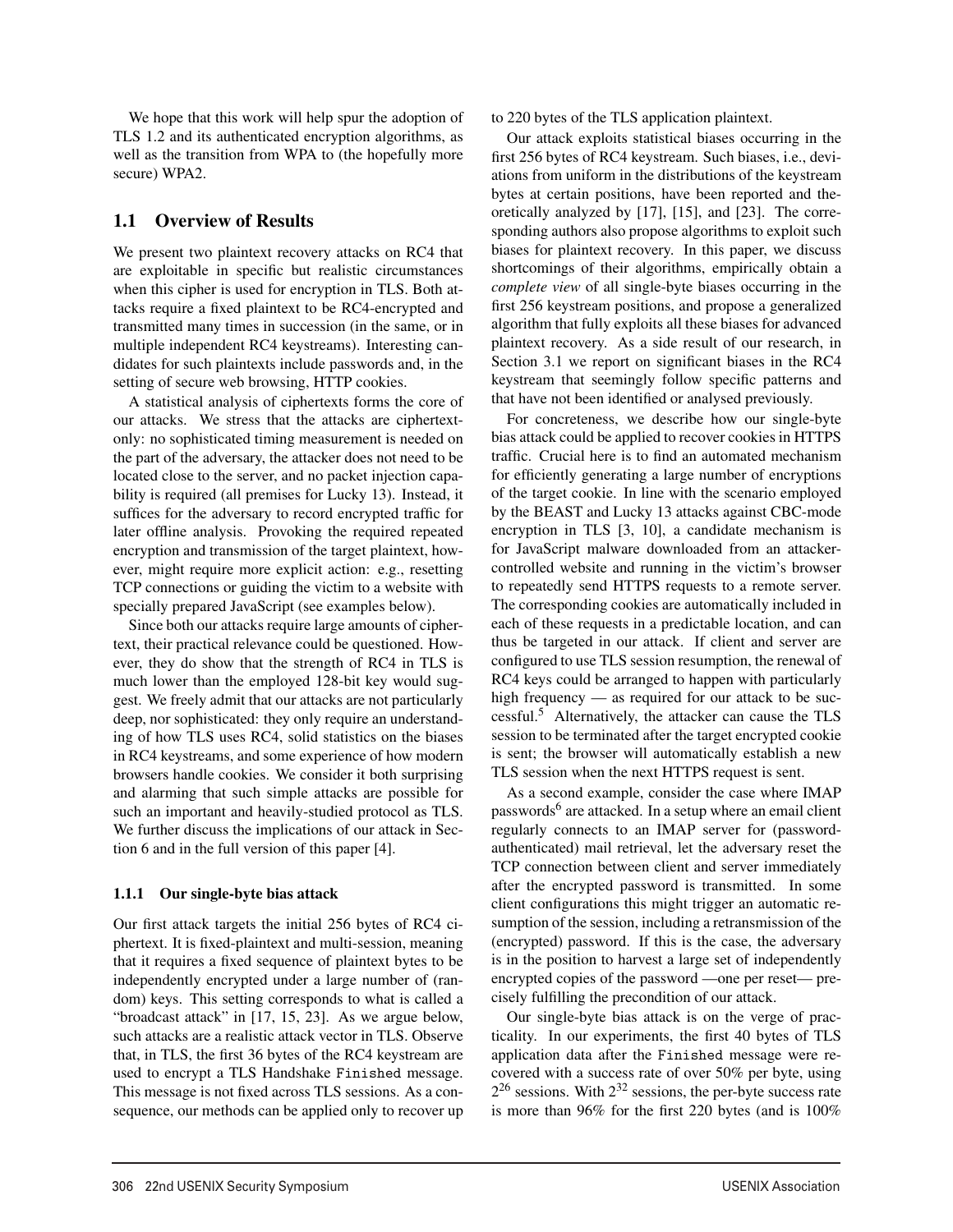We hope that this work will help spur the adoption of TLS 1.2 and its authenticated encryption algorithms, as well as the transition from WPA to (the hopefully more secure) WPA2.

## 1.1 Overview of Results

We present two plaintext recovery attacks on RC4 that are exploitable in specific but realistic circumstances when this cipher is used for encryption in TLS. Both attacks require a fixed plaintext to be RC4-encrypted and transmitted many times in succession (in the same, or in multiple independent RC4 keystreams). Interesting candidates for such plaintexts include passwords and, in the setting of secure web browsing, HTTP cookies.

A statistical analysis of ciphertexts forms the core of our attacks. We stress that the attacks are ciphertext-only: no sophisticated timing measurement is needed on the part of the adversary, the attacker does not need to be located close to the server, and no packet injection capability is required (all premises for Lucky 13). Instead, it suffices for the adversary to record encrypted traffic for later offline analysis. Provoking the required repeated encryption and transmission of the target plaintext, however, might require more explicit action: e.g., resetting TCP connections or guiding the victim to a website with specially prepared JavaScript (see examples below).

Since both our attacks require large amounts of ciphertext, their practical relevance could be questioned. However, they do show that the strength of RC4 in TLS is much lower than the employed 128-bit key would suggest. We freely admit that our attacks are not particularly deep, nor sophisticated: they only require an understanding of how TLS uses RC4, solid statistics on the biases in RC4 keystreams, and some experience of how modern browsers handle cookies. We consider it both surprising and alarming that such simple attacks are possible for such an important and heavily-studied protocol as TLS. We further discuss the implications of our attack in Section 6 and in the full version of this paper [4].

### 1.1.1 Our single-byte bias attack

Our first attack targets the initial 256 bytes of RC4 ciphertext. It is fixed-plaintext and multi-session, meaning that it requires a fixed sequence of plaintext bytes to be independently encrypted under a large number of (random) keys. This setting corresponds to what is called a "broadcast attack" in [17, 15, 23]. As we argue below, such attacks are a realistic attack vector in TLS. Observe that, in TLS, the first 36 bytes of the RC4 keystream are used to encrypt a TLS Handshake `Finished` message. This message is not fixed across TLS sessions. As a consequence, our methods can be applied only to recover up to 220 bytes of the TLS application plaintext.

Our attack exploits statistical biases occurring in the first 256 bytes of RC4 keystream. Such biases, i.e., deviations from uniform in the distributions of the keystream bytes at certain positions, have been reported and theoretically analyzed by [17], [15], and [23]. The corresponding authors also propose algorithms to exploit such biases for plaintext recovery. In this paper, we discuss shortcomings of their algorithms, empirically obtain a *complete view* of all single-byte biases occurring in the first 256 keystream positions, and propose a generalized algorithm that fully exploits all these biases for advanced plaintext recovery. As a side result of our research, in Section 3.1 we report on significant biases in the RC4 keystream that seemingly follow specific patterns and that have not been identified or analysed previously.

For concreteness, we describe how our single-byte bias attack could be applied to recover cookies in HTTPS traffic. Crucial here is to find an automated mechanism for efficiently generating a large number of encryptions of the target cookie. In line with the scenario employed by the BEAST and Lucky 13 attacks against CBC-mode encryption in TLS [3, 10], a candidate mechanism is for JavaScript malware downloaded from an attacker-controlled website and running in the victim's browser to repeatedly send HTTPS requests to a remote server. The corresponding cookies are automatically included in each of these requests in a predictable location, and can thus be targeted in our attack. If client and server are configured to use TLS session resumption, the renewal of RC4 keys could be arranged to happen with particularly high frequency — as required for our attack to be successful.[5] Alternatively, the attacker can cause the TLS session to be terminated after the target encrypted cookie is sent; the browser will automatically establish a new TLS session when the next HTTPS request is sent.

As a second example, consider the case where IMAP passwords[6] are attacked. In a setup where an email client regularly connects to an IMAP server for (password-authenticated) mail retrieval, let the adversary reset the TCP connection between client and server immediately after the encrypted password is transmitted. In some client configurations this might trigger an automatic resumption of the session, including a retransmission of the (encrypted) password. If this is the case, the adversary is in the position to harvest a large set of independently encrypted copies of the password —one per reset— precisely fulfilling the precondition of our attack.

Our single-byte bias attack is on the verge of practicality. In our experiments, the first 40 bytes of TLS application data after the `Finished` message were recovered with a success rate of over 50% per byte, using $2^{26}$ sessions. With $2^{32}$ sessions, the per-byte success rate is more than 96% for the first 220 bytes (and is 100%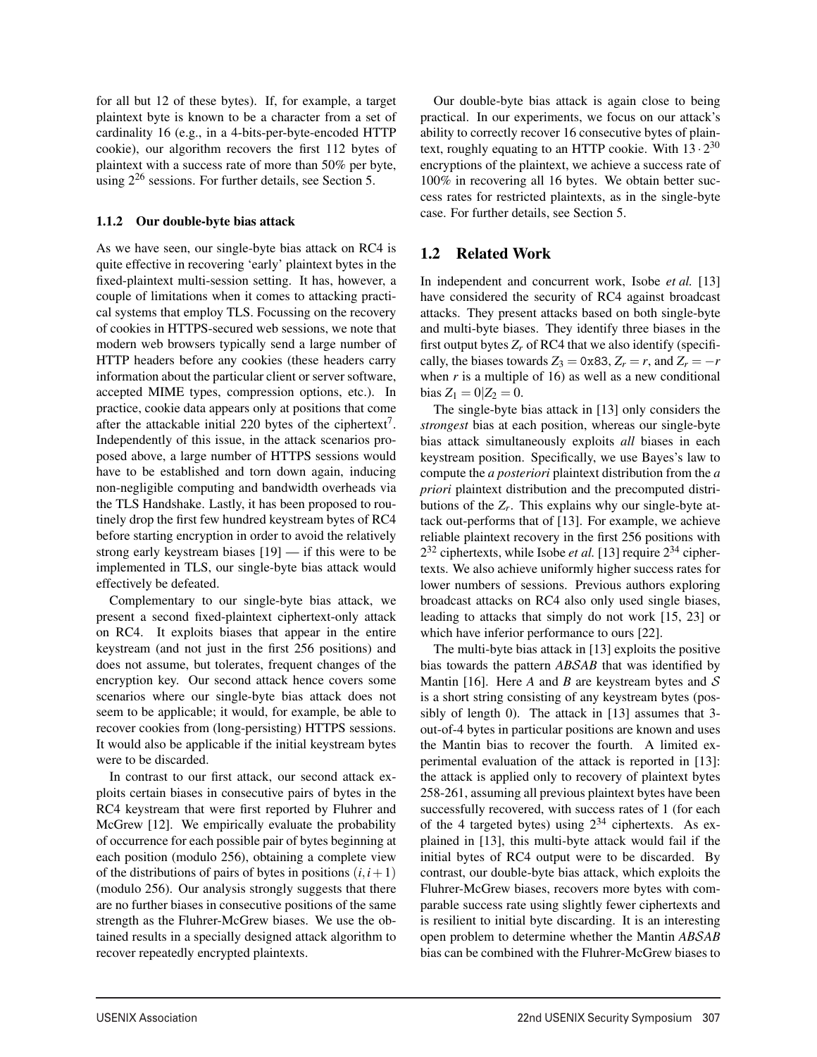for all but 12 of these bytes). If, for example, a target plaintext byte is known to be a character from a set of cardinality 16 (e.g., in a 4-bits-per-byte-encoded HTTP cookie), our algorithm recovers the first 112 bytes of plaintext with a success rate of more than 50% per byte, using $2^{26}$ sessions. For further details, see Section 5.

#### 1.1.2 Our double-byte bias attack

As we have seen, our single-byte bias attack on RC4 is quite effective in recovering 'early' plaintext bytes in the fixed-plaintext multi-session setting. It has, however, a couple of limitations when it comes to attacking practical systems that employ TLS. Focussing on the recovery of cookies in HTTPS-secured web sessions, we note that modern web browsers typically send a large number of HTTP headers before any cookies (these headers carry information about the particular client or server software, accepted MIME types, compression options, etc.). In practice, cookie data appears only at positions that come after the attackable initial 220 bytes of the ciphertext[7]. Independently of this issue, in the attack scenarios proposed above, a large number of HTTPS sessions would have to be established and torn down again, inducing non-negligible computing and bandwidth overheads via the TLS Handshake. Lastly, it has been proposed to routinely drop the first few hundred keystream bytes of RC4 before starting encryption in order to avoid the relatively strong early keystream biases [19] — if this were to be implemented in TLS, our single-byte bias attack would effectively be defeated.

Complementary to our single-byte bias attack, we present a second fixed-plaintext ciphertext-only attack on RC4. It exploits biases that appear in the entire keystream (and not just in the first 256 positions) and does not assume, but tolerates, frequent changes of the encryption key. Our second attack hence covers some scenarios where our single-byte bias attack does not seem to be applicable; it would, for example, be able to recover cookies from (long-persisting) HTTPS sessions. It would also be applicable if the initial keystream bytes were to be discarded.

In contrast to our first attack, our second attack exploits certain biases in consecutive pairs of bytes in the RC4 keystream that were first reported by Fluhrer and McGrew [12]. We empirically evaluate the probability of occurrence for each possible pair of bytes beginning at each position (modulo 256), obtaining a complete view of the distributions of pairs of bytes in positions $(i, i+1)$ (modulo 256). Our analysis strongly suggests that there are no further biases in consecutive positions of the same strength as the Fluhrer-McGrew biases. We use the obtained results in a specially designed attack algorithm to recover repeatedly encrypted plaintexts.

Our double-byte bias attack is again close to being practical. In our experiments, we focus on our attack's ability to correctly recover 16 consecutive bytes of plaintext, roughly equating to an HTTP cookie. With $13 \cdot 2^{30}$ encryptions of the plaintext, we achieve a success rate of 100% in recovering all 16 bytes. We obtain better success rates for restricted plaintexts, as in the single-byte case. For further details, see Section 5.

## 1.2 Related Work

In independent and concurrent work, Isobe *et al.* [13] have considered the security of RC4 against broadcast attacks. They present attacks based on both single-byte and multi-byte biases. They identify three biases in the first output bytes $Z_r$ of RC4 that we also identify (specifically, the biases towards $Z_3 = \texttt{0x83}$, $Z_r = r$, and $Z_r = -r$ when $r$ is a multiple of 16) as well as a new conditional bias $Z_1 = 0 | Z_2 = 0$.

The single-byte bias attack in [13] only considers the *strongest* bias at each position, whereas our single-byte bias attack simultaneously exploits *all* biases in each keystream position. Specifically, we use Bayes's law to compute the *a posteriori* plaintext distribution from the *a priori* plaintext distribution and the precomputed distributions of the $Z_r$. This explains why our single-byte attack out-performs that of [13]. For example, we achieve reliable plaintext recovery in the first 256 positions with $2^{32}$ ciphertexts, while Isobe *et al.* [13] require $2^{34}$ ciphertexts. We also achieve uniformly higher success rates for lower numbers of sessions. Previous authors exploring broadcast attacks on RC4 also only used single biases, leading to attacks that simply do not work [15, 23] or which have inferior performance to ours [22].

The multi-byte bias attack in [13] exploits the positive bias towards the pattern $AB\mathcal{S}AB$ that was identified by Mantin [16]. Here $A$ and $B$ are keystream bytes and $\mathcal{S}$ is a short string consisting of any keystream bytes (possibly of length 0). The attack in [13] assumes that 3-out-of-4 bytes in particular positions are known and uses the Mantin bias to recover the fourth. A limited experimental evaluation of the attack is reported in [13]: the attack is applied only to recovery of plaintext bytes 258-261, assuming all previous plaintext bytes have been successfully recovered, with success rates of 1 (for each of the 4 targeted bytes) using $2^{34}$ ciphertexts. As explained in [13], this multi-byte attack would fail if the initial bytes of RC4 output were to be discarded. By contrast, our double-byte bias attack, which exploits the Fluhrer-McGrew biases, recovers more bytes with comparable success rate using slightly fewer ciphertexts and is resilient to initial byte discarding. It is an interesting open problem to determine whether the Mantin $AB\mathcal{S}AB$ bias can be combined with the Fluhrer-McGrew biases to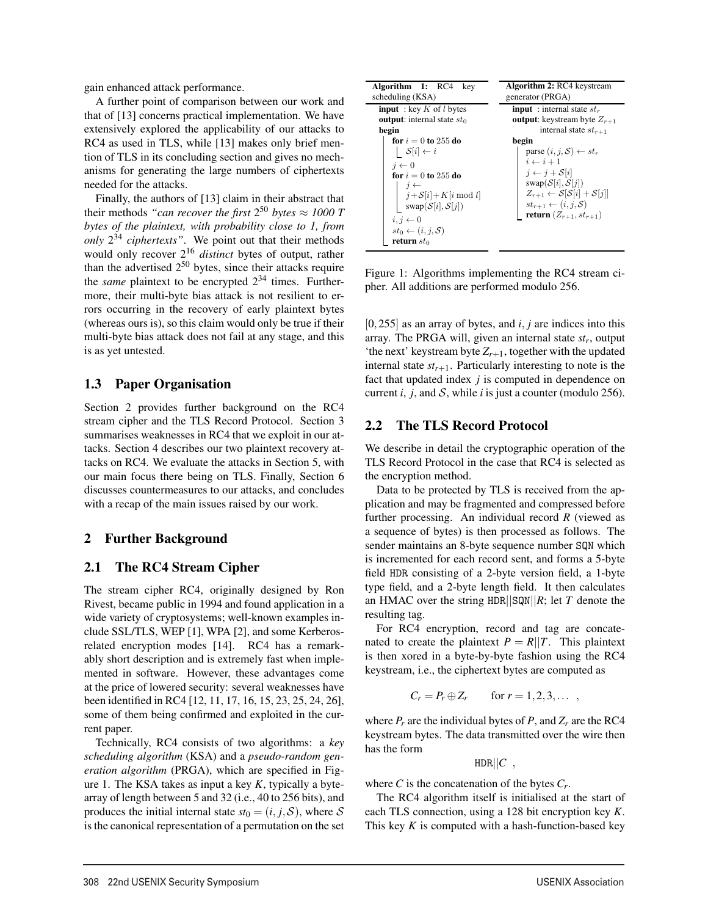gain enhanced attack performance.

A further point of comparison between our work and that of [13] concerns practical implementation. We have extensively explored the applicability of our attacks to RC4 as used in TLS, while [13] makes only brief mention of TLS in its concluding section and gives no mechanisms for generating the large numbers of ciphertexts needed for the attacks.

Finally, the authors of [13] claim in their abstract that their methods *"can recover the first $2^{50}$ bytes $\approx$ 1000 T bytes of the plaintext, with probability close to 1, from only $2^{34}$ ciphertexts"*. We point out that their methods would only recover $2^{16}$ *distinct* bytes of output, rather than the advertised $2^{50}$ bytes, since their attacks require the *same* plaintext to be encrypted $2^{34}$ times. Furthermore, their multi-byte bias attack is not resilient to errors occurring in the recovery of early plaintext bytes (whereas ours is), so this claim would only be true if their multi-byte bias attack does not fail at any stage, and this is as yet untested.

## 1.3 Paper Organisation

Section 2 provides further background on the RC4 stream cipher and the TLS Record Protocol. Section 3 summarises weaknesses in RC4 that we exploit in our attacks. Section 4 describes our two plaintext recovery attacks on RC4. We evaluate the attacks in Section 5, with our main focus there being on TLS. Finally, Section 6 discusses countermeasures to our attacks, and concludes with a recap of the main issues raised by our work.

# 2 Further Background

## 2.1 The RC4 Stream Cipher

The stream cipher RC4, originally designed by Ron Rivest, became public in 1994 and found application in a wide variety of cryptosystems; well-known examples include SSL/TLS, WEP [1], WPA [2], and some Kerberos-related encryption modes [14]. RC4 has a remarkably short description and is extremely fast when implemented in software. However, these advantages come at the price of lowered security: several weaknesses have been identified in RC4 [12, 11, 17, 16, 15, 23, 25, 24, 26], some of them being confirmed and exploited in the current paper.

Technically, RC4 consists of two algorithms: a *key scheduling algorithm* (KSA) and a *pseudo-random generation algorithm* (PRGA), which are specified in Figure 1. The KSA takes as input a key $K$, typically a byte-array of length between 5 and 32 (i.e., 40 to 256 bits), and produces the initial internal state $st_0 = (i, j, \mathcal{S})$, where $\mathcal{S}$ is the canonical representation of a permutation on the set $[0, 255]$ as an array of bytes, and $i, j$ are indices into this array. The PRGA will, given an internal state $st_r$, output 'the next' keystream byte $Z_{r+1}$, together with the updated internal state $st_{r+1}$. Particularly interesting to note is the fact that updated index $j$ is computed in dependence on current $i$, $j$, and $\mathcal{S}$, while $i$ is just a counter (modulo 256).

**Algorithm 1:** RC4 key scheduling (KSA)

```
input : key K of l bytes
output: internal state st_0
begin
    for i = 0 to 255 do
        S[i] ← i
    j ← 0
    for i = 0 to 255 do
        j ← j + S[i] + K[i mod l]
        swap(S[i], S[j])
    i, j ← 0
    st_0 ← (i, j, S)
    return st_0
```

**Algorithm 2:** RC4 keystream generator (PRGA)

```
input : internal state st_r
output: keystream byte Z_{r+1}
        internal state st_{r+1}
begin
    parse (i, j, S) ← st_r
    i ← i + 1
    j ← j + S[i]
    swap(S[i], S[j])
    Z_{r+1} ← S[S[i] + S[j]]
    st_{r+1} ← (i, j, S)
    return (Z_{r+1}, st_{r+1})
```

Figure 1: Algorithms implementing the RC4 stream cipher. All additions are performed modulo 256.

## 2.2 The TLS Record Protocol

We describe in detail the cryptographic operation of the TLS Record Protocol in the case that RC4 is selected as the encryption method.

Data to be protected by TLS is received from the application and may be fragmented and compressed before further processing. An individual record $R$ (viewed as a sequence of bytes) is then processed as follows. The sender maintains an 8-byte sequence number SQN which is incremented for each record sent, and forms a 5-byte field HDR consisting of a 2-byte version field, a 1-byte type field, and a 2-byte length field. It then calculates an HMAC over the string HDR||SQN||$R$; let $T$ denote the resulting tag.

For RC4 encryption, record and tag are concatenated to create the plaintext $P = R||T$. This plaintext is then xored in a byte-by-byte fashion using the RC4 keystream, i.e., the ciphertext bytes are computed as

$$C_r = P_r \oplus Z_r \qquad \text{for } r = 1, 2, 3, \ldots \ ,$$

where $P_r$ are the individual bytes of $P$, and $Z_r$ are the RC4 keystream bytes. The data transmitted over the wire then has the form

$$\texttt{HDR}||C \ ,$$

where $C$ is the concatenation of the bytes $C_r$.

The RC4 algorithm itself is initialised at the start of each TLS connection, using a 128 bit encryption key $K$. This key $K$ is computed with a hash-function-based key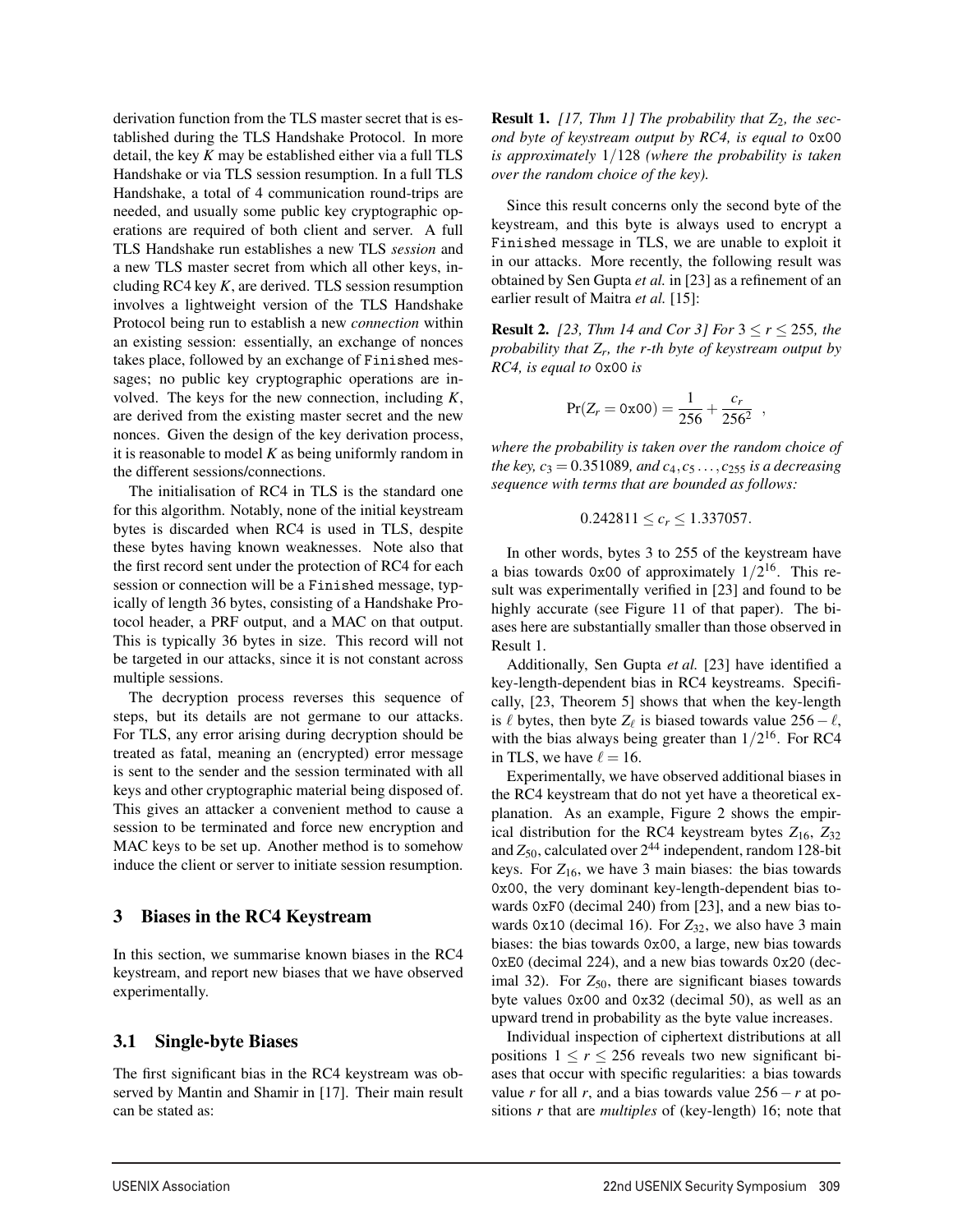derivation function from the TLS master secret that is established during the TLS Handshake Protocol. In more detail, the key $K$ may be established either via a full TLS Handshake or via TLS session resumption. In a full TLS Handshake, a total of 4 communication round-trips are needed, and usually some public key cryptographic operations are required of both client and server. A full TLS Handshake run establishes a new TLS *session* and a new TLS master secret from which all other keys, including RC4 key $K$, are derived. TLS session resumption involves a lightweight version of the TLS Handshake Protocol being run to establish a new *connection* within an existing session: essentially, an exchange of nonces takes place, followed by an exchange of `Finished` messages; no public key cryptographic operations are involved. The keys for the new connection, including $K$, are derived from the existing master secret and the new nonces. Given the design of the key derivation process, it is reasonable to model $K$ as being uniformly random in the different sessions/connections.

The initialisation of RC4 in TLS is the standard one for this algorithm. Notably, none of the initial keystream bytes is discarded when RC4 is used in TLS, despite these bytes having known weaknesses. Note also that the first record sent under the protection of RC4 for each session or connection will be a `Finished` message, typically of length 36 bytes, consisting of a Handshake Protocol header, a PRF output, and a MAC on that output. This is typically 36 bytes in size. This record will not be targeted in our attacks, since it is not constant across multiple sessions.

The decryption process reverses this sequence of steps, but its details are not germane to our attacks. For TLS, any error arising during decryption should be treated as fatal, meaning an (encrypted) error message is sent to the sender and the session terminated with all keys and other cryptographic material being disposed of. This gives an attacker a convenient method to cause a session to be terminated and force new encryption and MAC keys to be set up. Another method is to somehow induce the client or server to initiate session resumption.

## 3 Biases in the RC4 Keystream

In this section, we summarise known biases in the RC4 keystream, and report new biases that we have observed experimentally.

### 3.1 Single-byte Biases

The first significant bias in the RC4 keystream was observed by Mantin and Shamir in [17]. Their main result can be stated as:

**Result 1.** *[17, Thm 1] The probability that $Z_2$, the second byte of keystream output by RC4, is equal to `0x00` is approximately $1/128$ (where the probability is taken over the random choice of the key).*

Since this result concerns only the second byte of the keystream, and this byte is always used to encrypt a `Finished` message in TLS, we are unable to exploit it in our attacks. More recently, the following result was obtained by Sen Gupta *et al.* in [23] as a refinement of an earlier result of Maitra *et al.* [15]:

**Result 2.** *[23, Thm 14 and Cor 3] For $3 \leq r \leq 255$, the probability that $Z_r$, the r-th byte of keystream output by RC4, is equal to `0x00` is*

$$\Pr(Z_r = \texttt{0x00}) = \frac{1}{256} + \frac{c_r}{256^2} \ ,$$

*where the probability is taken over the random choice of the key, $c_3 = 0.351089$, and $c_4, c_5 \ldots, c_{255}$ is a decreasing sequence with terms that are bounded as follows:*

$$0.242811 \leq c_r \leq 1.337057.$$

In other words, bytes 3 to 255 of the keystream have a bias towards `0x00` of approximately $1/2^{16}$. This result was experimentally verified in [23] and found to be highly accurate (see Figure 11 of that paper). The biases here are substantially smaller than those observed in Result 1.

Additionally, Sen Gupta *et al.* [23] have identified a key-length-dependent bias in RC4 keystreams. Specifically, [23, Theorem 5] shows that when the key-length is $\ell$ bytes, then byte $Z_\ell$ is biased towards value $256 - \ell$, with the bias always being greater than $1/2^{16}$. For RC4 in TLS, we have $\ell = 16$.

Experimentally, we have observed additional biases in the RC4 keystream that do not yet have a theoretical explanation. As an example, Figure 2 shows the empirical distribution for the RC4 keystream bytes $Z_{16}$, $Z_{32}$ and $Z_{50}$, calculated over $2^{44}$ independent, random 128-bit keys. For $Z_{16}$, we have 3 main biases: the bias towards `0x00`, the very dominant key-length-dependent bias towards `0xF0` (decimal 240) from [23], and a new bias towards `0x10` (decimal 16). For $Z_{32}$, we also have 3 main biases: the bias towards `0x00`, a large, new bias towards `0xE0` (decimal 224), and a new bias towards `0x20` (decimal 32). For $Z_{50}$, there are significant biases towards byte values `0x00` and `0x32` (decimal 50), as well as an upward trend in probability as the byte value increases.

Individual inspection of ciphertext distributions at all positions $1 \leq r \leq 256$ reveals two new significant biases that occur with specific regularities: a bias towards value $r$ for all $r$, and a bias towards value $256 - r$ at positions $r$ that are *multiples* of (key-length) 16; note that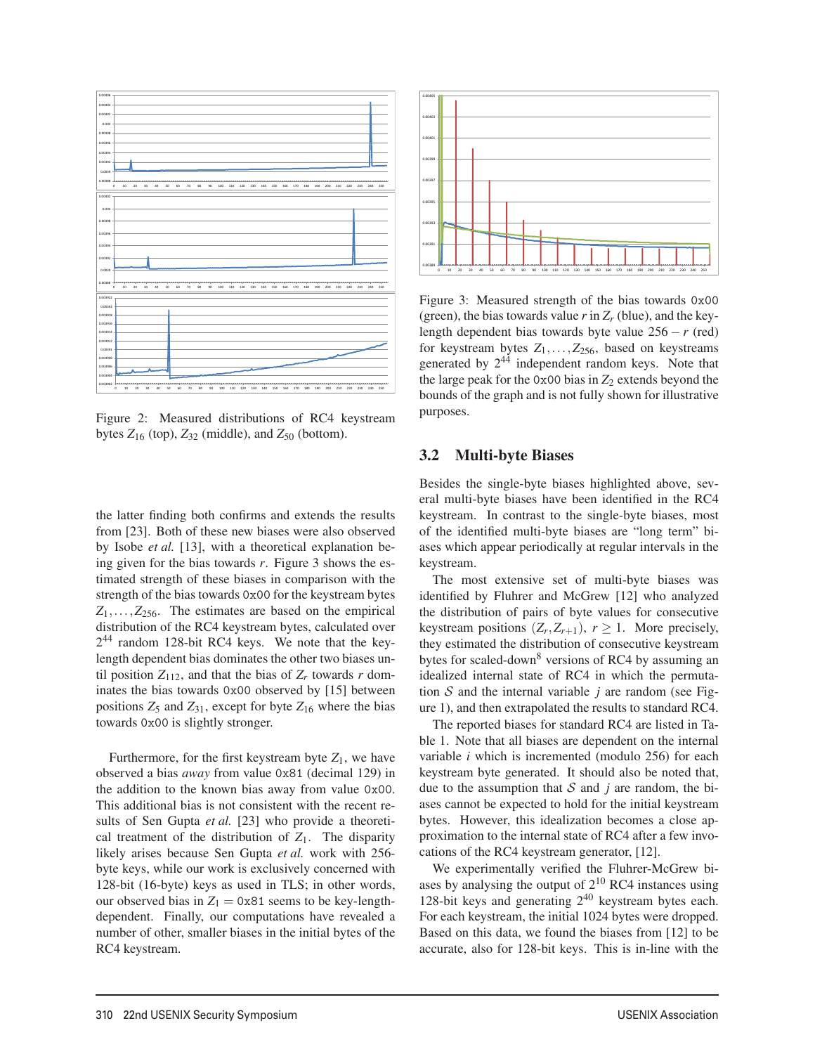Figure 2: Measured distributions of RC4 keystream bytes $Z_{16}$ (top), $Z_{32}$ (middle), and $Z_{50}$ (bottom).

Figure 3: Measured strength of the bias towards 0x00 (green), the bias towards value $r$ in $Z_r$ (blue), and the key-length dependent bias towards byte value $256-r$ (red) for keystream bytes $Z_1, \ldots, Z_{256}$, based on keystreams generated by $2^{44}$ independent random keys. Note that the large peak for the 0x00 bias in $Z_2$ extends beyond the bounds of the graph and is not fully shown for illustrative purposes.

the latter finding both confirms and extends the results from [23]. Both of these new biases were also observed by Isobe *et al.* [13], with a theoretical explanation being given for the bias towards $r$. Figure 3 shows the estimated strength of these biases in comparison with the strength of the bias towards 0x00 for the keystream bytes $Z_1, \ldots, Z_{256}$. The estimates are based on the empirical distribution of the RC4 keystream bytes, calculated over $2^{44}$ random 128-bit RC4 keys. We note that the key-length dependent bias dominates the other two biases until position $Z_{112}$, and that the bias of $Z_r$ towards $r$ dominates the bias towards 0x00 observed by [15] between positions $Z_5$ and $Z_{31}$, except for byte $Z_{16}$ where the bias towards 0x00 is slightly stronger.

Furthermore, for the first keystream byte $Z_1$, we have observed a bias *away* from value 0x81 (decimal 129) in the addition to the known bias away from value 0x00. This additional bias is not consistent with the recent results of Sen Gupta *et al.* [23] who provide a theoretical treatment of the distribution of $Z_1$. The disparity likely arises because Sen Gupta *et al.* work with 256-byte keys, while our work is exclusively concerned with 128-bit (16-byte) keys as used in TLS; in other words, our observed bias in $Z_1 = \texttt{0x81}$ seems to be key-length-dependent. Finally, our computations have revealed a number of other, smaller biases in the initial bytes of the RC4 keystream.

## 3.2 Multi-byte Biases

Besides the single-byte biases highlighted above, several multi-byte biases have been identified in the RC4 keystream. In contrast to the single-byte biases, most of the identified multi-byte biases are "long term" biases which appear periodically at regular intervals in the keystream.

The most extensive set of multi-byte biases was identified by Fluhrer and McGrew [12] who analyzed the distribution of pairs of byte values for consecutive keystream positions $(Z_r, Z_{r+1})$, $r \geq 1$. More precisely, they estimated the distribution of consecutive keystream bytes for scaled-down[8] versions of RC4 by assuming an idealized internal state of RC4 in which the permutation $\mathcal{S}$ and the internal variable $j$ are random (see Figure 1), and then extrapolated the results to standard RC4.

The reported biases for standard RC4 are listed in Table 1. Note that all biases are dependent on the internal variable $i$ which is incremented (modulo 256) for each keystream byte generated. It should also be noted that, due to the assumption that $\mathcal{S}$ and $j$ are random, the biases cannot be expected to hold for the initial keystream bytes. However, this idealization becomes a close approximation to the internal state of RC4 after a few invocations of the RC4 keystream generator, [12].

We experimentally verified the Fluhrer-McGrew biases by analysing the output of $2^{10}$ RC4 instances using 128-bit keys and generating $2^{40}$ keystream bytes each. For each keystream, the initial 1024 bytes were dropped. Based on this data, we found the biases from [12] to be accurate, also for 128-bit keys. This is in-line with the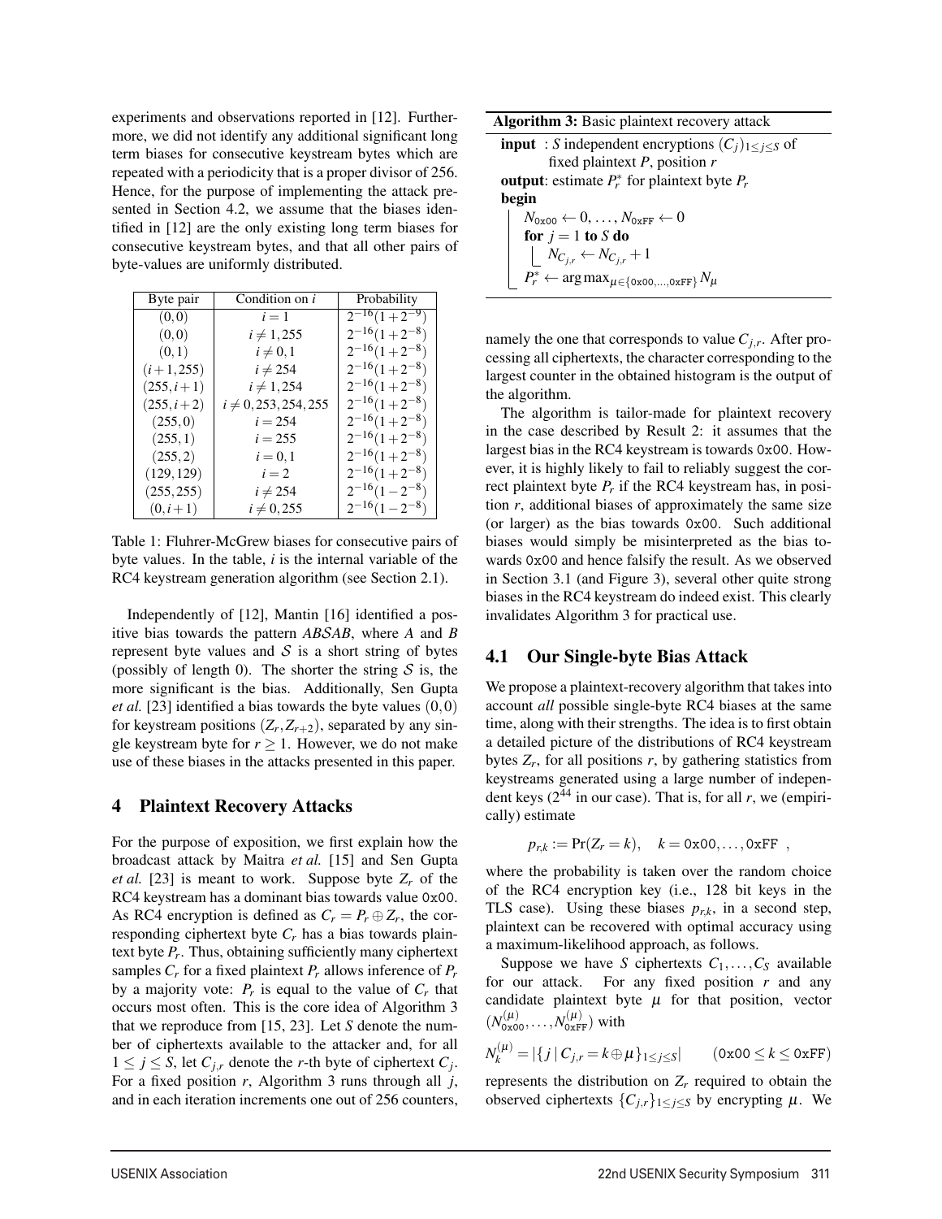experiments and observations reported in [12]. Furthermore, we did not identify any additional significant long term biases for consecutive keystream bytes which are repeated with a periodicity that is a proper divisor of 256. Hence, for the purpose of implementing the attack presented in Section 4.2, we assume that the biases identified in [12] are the only existing long term biases for consecutive keystream bytes, and that all other pairs of byte-values are uniformly distributed.

| Byte pair | Condition on $i$ | Probability |
|---|---|---|
| $(0,0)$ | $i=1$ | $2^{-16}(1+2^{-9})$ |
| $(0,0)$ | $i \neq 1,255$ | $2^{-16}(1+2^{-8})$ |
| $(0,1)$ | $i \neq 0,1$ | $2^{-16}(1+2^{-8})$ |
| $(i+1,255)$ | $i \neq 254$ | $2^{-16}(1+2^{-8})$ |
| $(255,i+1)$ | $i \neq 1,254$ | $2^{-16}(1+2^{-8})$ |
| $(255,i+2)$ | $i \neq 0,253,254,255$ | $2^{-16}(1+2^{-8})$ |
| $(255,0)$ | $i=254$ | $2^{-16}(1+2^{-8})$ |
| $(255,1)$ | $i=255$ | $2^{-16}(1+2^{-8})$ |
| $(255,2)$ | $i=0,1$ | $2^{-16}(1+2^{-8})$ |
| $(129,129)$ | $i=2$ | $2^{-16}(1+2^{-8})$ |
| $(255,255)$ | $i \neq 254$ | $2^{-16}(1-2^{-8})$ |
| $(0,i+1)$ | $i \neq 0,255$ | $2^{-16}(1-2^{-8})$ |

Table 1: Fluhrer-McGrew biases for consecutive pairs of byte values. In the table, $i$ is the internal variable of the RC4 keystream generation algorithm (see Section 2.1).

Independently of [12], Mantin [16] identified a positive bias towards the pattern $AB\mathcal{S}AB$, where $A$ and $B$ represent byte values and $\mathcal{S}$ is a short string of bytes (possibly of length 0). The shorter the string $\mathcal{S}$ is, the more significant is the bias. Additionally, Sen Gupta *et al.* [23] identified a bias towards the byte values $(0,0)$ for keystream positions $(Z_r, Z_{r+2})$, separated by any single keystream byte for $r \geq 1$. However, we do not make use of these biases in the attacks presented in this paper.

## 4 Plaintext Recovery Attacks

For the purpose of exposition, we first explain how the broadcast attack by Maitra *et al.* [15] and Sen Gupta *et al.* [23] is meant to work. Suppose byte $Z_r$ of the RC4 keystream has a dominant bias towards value 0x00. As RC4 encryption is defined as $C_r = P_r \oplus Z_r$, the corresponding ciphertext byte $C_r$ has a bias towards plaintext byte $P_r$. Thus, obtaining sufficiently many ciphertext samples $C_r$ for a fixed plaintext $P_r$ allows inference of $P_r$ by a majority vote: $P_r$ is equal to the value of $C_r$ that occurs most often. This is the core idea of Algorithm 3 that we reproduce from [15, 23]. Let $S$ denote the number of ciphertexts available to the attacker and, for all $1 \leq j \leq S$, let $C_{j,r}$ denote the $r$-th byte of ciphertext $C_j$. For a fixed position $r$, Algorithm 3 runs through all $j$, and in each iteration increments one out of 256 counters, namely the one that corresponds to value $C_{j,r}$. After processing all ciphertexts, the character corresponding to the largest counter in the obtained histogram is the output of the algorithm.

**Algorithm 3:** Basic plaintext recovery attack

**input** : $S$ independent encryptions $(C_j)_{1 \leq j \leq S}$ of fixed plaintext $P$, position $r$
**output**: estimate $P_r^*$ for plaintext byte $P_r$
**begin**
  $N_{\texttt{0x00}} \leftarrow 0, \ldots, N_{\texttt{0xFF}} \leftarrow 0$
  **for** $j = 1$ **to** $S$ **do**
    $N_{C_{j,r}} \leftarrow N_{C_{j,r}} + 1$
  $P_r^* \leftarrow \arg\max_{\mu \in \{\texttt{0x00},\ldots,\texttt{0xFF}\}} N_\mu$

The algorithm is tailor-made for plaintext recovery in the case described by Result 2: it assumes that the largest bias in the RC4 keystream is towards 0x00. However, it is highly likely to fail to reliably suggest the correct plaintext byte $P_r$ if the RC4 keystream has, in position $r$, additional biases of approximately the same size (or larger) as the bias towards 0x00. Such additional biases would simply be misinterpreted as the bias towards 0x00 and hence falsify the result. As we observed in Section 3.1 (and Figure 3), several other quite strong biases in the RC4 keystream do indeed exist. This clearly invalidates Algorithm 3 for practical use.

### 4.1 Our Single-byte Bias Attack

We propose a plaintext-recovery algorithm that takes into account *all* possible single-byte RC4 biases at the same time, along with their strengths. The idea is to first obtain a detailed picture of the distributions of RC4 keystream bytes $Z_r$, for all positions $r$, by gathering statistics from keystreams generated using a large number of independent keys ($2^{44}$ in our case). That is, for all $r$, we (empirically) estimate

$$p_{r,k} := \Pr(Z_r = k), \quad k = \texttt{0x00}, \ldots, \texttt{0xFF} \;,$$

where the probability is taken over the random choice of the RC4 encryption key (i.e., 128 bit keys in the TLS case). Using these biases $p_{r,k}$, in a second step, plaintext can be recovered with optimal accuracy using a maximum-likelihood approach, as follows.

Suppose we have $S$ ciphertexts $C_1, \ldots, C_S$ available for our attack. For any fixed position $r$ and any candidate plaintext byte $\mu$ for that position, vector $(N_{\texttt{0x00}}^{(\mu)}, \ldots, N_{\texttt{0xFF}}^{(\mu)})$ with

$$N_k^{(\mu)} = |\{j \mid C_{j,r} = k \oplus \mu\}_{1 \leq j \leq S}| \qquad (\texttt{0x00} \leq k \leq \texttt{0xFF})$$

represents the distribution on $Z_r$ required to obtain the observed ciphertexts $\{C_{j,r}\}_{1 \leq j \leq S}$ by encrypting $\mu$. We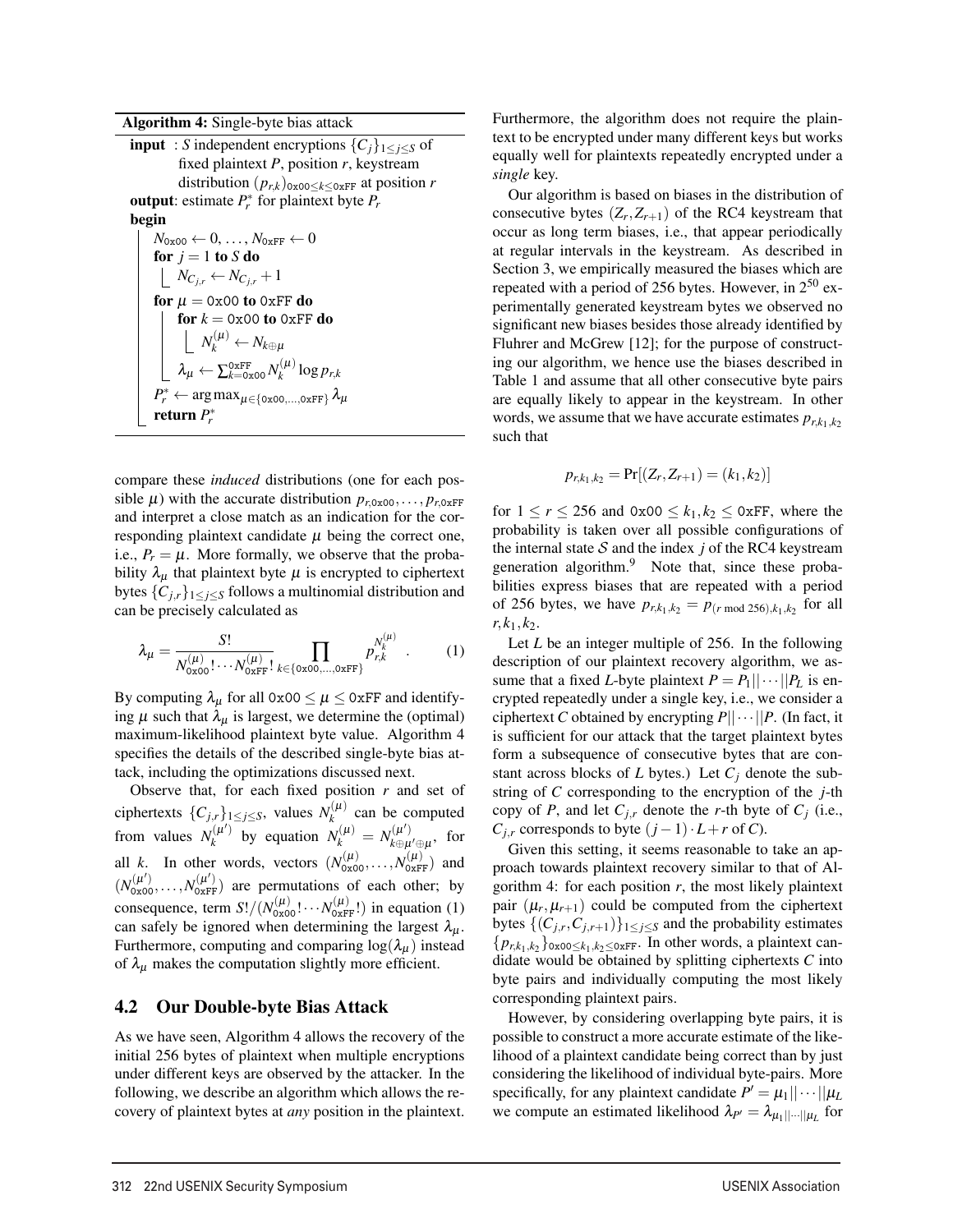**Algorithm 4:** Single-byte bias attack

```
input : S independent encryptions {C_j}_{1≤j≤S} of
        fixed plaintext P, position r, keystream
        distribution (p_{r,k})_{0x00≤k≤0xFF} at position r
output: estimate P*_r for plaintext byte P_r
begin
    N_0x00 ← 0, ..., N_0xFF ← 0
    for j = 1 to S do
        N_{C_{j,r}} ← N_{C_{j,r}} + 1
    for μ = 0x00 to 0xFF do
        for k = 0x00 to 0xFF do
            N_k^(μ) ← N_{k⊕μ}
        λ_μ ← Σ_{k=0x00}^{0xFF} N_k^(μ) log p_{r,k}
    P*_r ← arg max_{μ∈{0x00,...,0xFF}} λ_μ
    return P*_r
```

compare these *induced* distributions (one for each possible $\mu$) with the accurate distribution $p_{r,\mathtt{0x00}},\ldots,p_{r,\mathtt{0xFF}}$ and interpret a close match as an indication for the corresponding plaintext candidate $\mu$ being the correct one, i.e., $P_r = \mu$. More formally, we observe that the probability $\lambda_\mu$ that plaintext byte $\mu$ is encrypted to ciphertext bytes $\{C_{j,r}\}_{1\leq j\leq S}$ follows a multinomial distribution and can be precisely calculated as

$$\lambda_\mu = \frac{S!}{N_{\mathtt{0x00}}^{(\mu)}!\cdots N_{\mathtt{0xFF}}^{(\mu)}!}\prod_{k\in\{\mathtt{0x00},\ldots,\mathtt{0xFF}\}} p_{r,k}^{N_k^{(\mu)}} \quad . \tag{1}$$

By computing $\lambda_\mu$ for all $\mathtt{0x00}\leq\mu\leq\mathtt{0xFF}$ and identifying $\mu$ such that $\lambda_\mu$ is largest, we determine the (optimal) maximum-likelihood plaintext byte value. Algorithm 4 specifies the details of the described single-byte bias attack, including the optimizations discussed next.

Observe that, for each fixed position $r$ and set of ciphertexts $\{C_{j,r}\}_{1\leq j\leq S}$, values $N_k^{(\mu)}$ can be computed from values $N_k^{(\mu')}$ by equation $N_k^{(\mu)} = N_{k\oplus\mu'\oplus\mu}^{(\mu')}$, for all $k$. In other words, vectors $(N_{\mathtt{0x00}}^{(\mu)},\ldots,N_{\mathtt{0xFF}}^{(\mu)})$ and $(N_{\mathtt{0x00}}^{(\mu')},\ldots,N_{\mathtt{0xFF}}^{(\mu')})$ are permutations of each other; by consequence, term $S!/(N_{\mathtt{0x00}}^{(\mu)}!\cdots N_{\mathtt{0xFF}}^{(\mu)}!)$ in equation (1) can safely be ignored when determining the largest $\lambda_\mu$. Furthermore, computing and comparing $\log(\lambda_\mu)$ instead of $\lambda_\mu$ makes the computation slightly more efficient.

## 4.2 Our Double-byte Bias Attack

As we have seen, Algorithm 4 allows the recovery of the initial 256 bytes of plaintext when multiple encryptions under different keys are observed by the attacker. In the following, we describe an algorithm which allows the recovery of plaintext bytes at *any* position in the plaintext. Furthermore, the algorithm does not require the plaintext to be encrypted under many different keys but works equally well for plaintexts repeatedly encrypted under a *single* key.

Our algorithm is based on biases in the distribution of consecutive bytes $(Z_r, Z_{r+1})$ of the RC4 keystream that occur as long term biases, i.e., that appear periodically at regular intervals in the keystream. As described in Section 3, we empirically measured the biases which are repeated with a period of 256 bytes. However, in $2^{50}$ experimentally generated keystream bytes we observed no significant new biases besides those already identified by Fluhrer and McGrew [12]; for the purpose of constructing our algorithm, we hence use the biases described in Table 1 and assume that all other consecutive byte pairs are equally likely to appear in the keystream. In other words, we assume that we have accurate estimates $p_{r,k_1,k_2}$ such that

$$p_{r,k_1,k_2} = \Pr[(Z_r, Z_{r+1}) = (k_1,k_2)]$$

for $1\leq r\leq 256$ and $\mathtt{0x00}\leq k_1,k_2\leq\mathtt{0xFF}$, where the probability is taken over all possible configurations of the internal state $\mathcal{S}$ and the index $j$ of the RC4 keystream generation algorithm.[9] Note that, since these probabilities express biases that are repeated with a period of 256 bytes, we have $p_{r,k_1,k_2} = p_{(r \bmod 256),k_1,k_2}$ for all $r,k_1,k_2$.

Let $L$ be an integer multiple of 256. In the following description of our plaintext recovery algorithm, we assume that a fixed $L$-byte plaintext $P = P_1||\cdots||P_L$ is encrypted repeatedly under a single key, i.e., we consider a ciphertext $C$ obtained by encrypting $P||\cdots||P$. (In fact, it is sufficient for our attack that the target plaintext bytes form a subsequence of consecutive bytes that are constant across blocks of $L$ bytes.) Let $C_j$ denote the substring of $C$ corresponding to the encryption of the $j$-th copy of $P$, and let $C_{j,r}$ denote the $r$-th byte of $C_j$ (i.e., $C_{j,r}$ corresponds to byte $(j-1)\cdot L + r$ of $C$).

Given this setting, it seems reasonable to take an approach towards plaintext recovery similar to that of Algorithm 4: for each position $r$, the most likely plaintext pair $(\mu_r,\mu_{r+1})$ could be computed from the ciphertext bytes $\{(C_{j,r},C_{j,r+1})\}_{1\leq j\leq S}$ and the probability estimates $\{p_{r,k_1,k_2}\}_{\mathtt{0x00}\leq k_1,k_2\leq\mathtt{0xFF}}$. In other words, a plaintext candidate would be obtained by splitting ciphertexts $C$ into byte pairs and individually computing the most likely corresponding plaintext pairs.

However, by considering overlapping byte pairs, it is possible to construct a more accurate estimate of the likelihood of a plaintext candidate being correct than by just considering the likelihood of individual byte-pairs. More specifically, for any plaintext candidate $P' = \mu_1||\cdots||\mu_L$ we compute an estimated likelihood $\lambda_{P'} = \lambda_{\mu_1||\cdots||\mu_L}$ for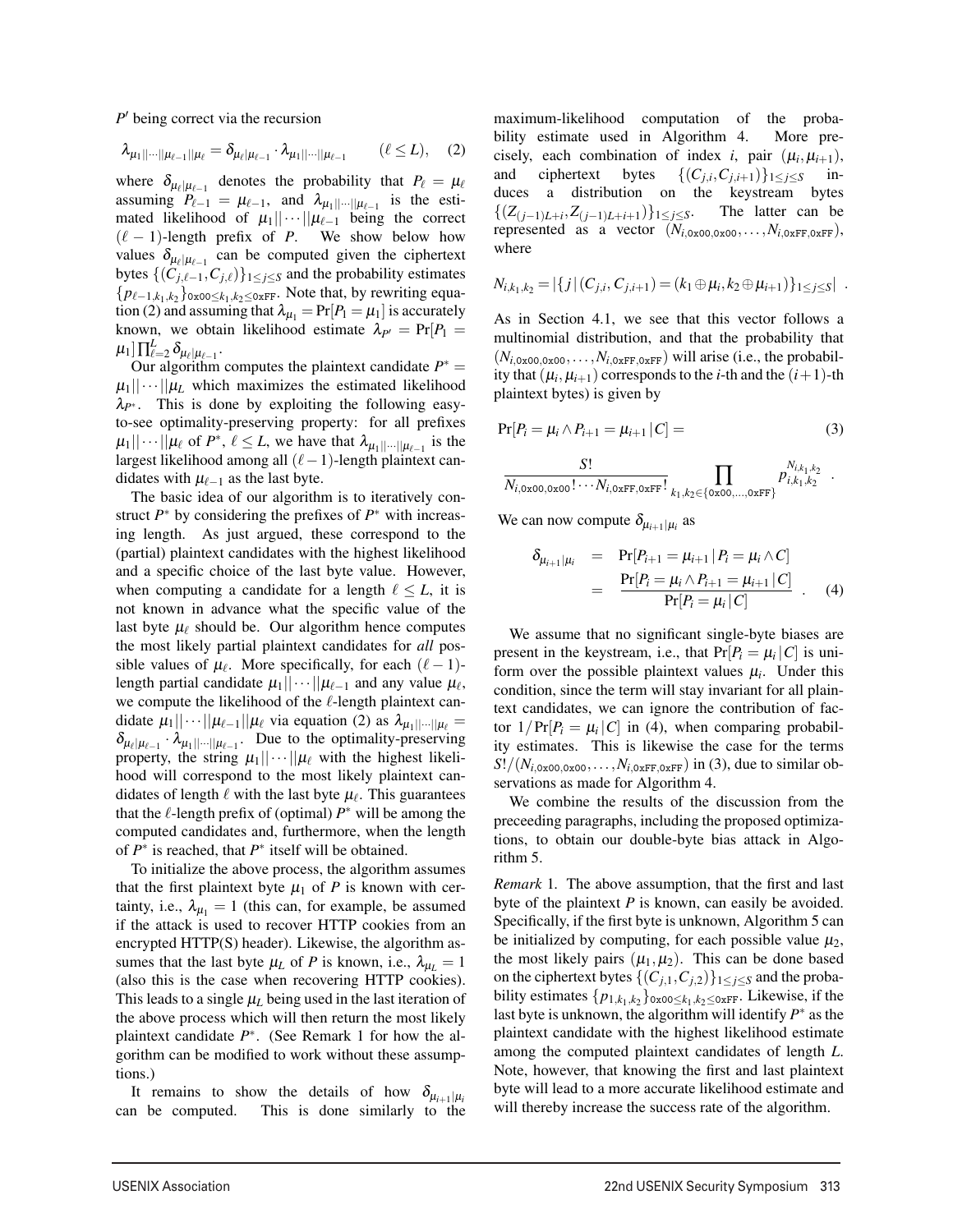$P'$ being correct via the recursion

$$\lambda_{\mu_1||\cdots||\mu_{\ell-1}||\mu_\ell} = \delta_{\mu_\ell|\mu_{\ell-1}} \cdot \lambda_{\mu_1||\cdots||\mu_{\ell-1}} \qquad (\ell \leq L), \quad (2)$$

where $\delta_{\mu_\ell|\mu_{\ell-1}}$ denotes the probability that $P_\ell = \mu_\ell$ assuming $P_{\ell-1} = \mu_{\ell-1}$, and $\lambda_{\mu_1||\cdots||\mu_{\ell-1}}$ is the estimated likelihood of $\mu_1||\cdots||\mu_{\ell-1}$ being the correct $(\ell-1)$-length prefix of $P$. We show below how values $\delta_{\mu_\ell|\mu_{\ell-1}}$ can be computed given the ciphertext bytes $\{(C_{j,\ell-1}, C_{j,\ell})\}_{1\leq j\leq S}$ and the probability estimates $\{p_{\ell-1,k_1,k_2}\}_{\texttt{0x00}\leq k_1,k_2\leq \texttt{0xFF}}$. Note that, by rewriting equation (2) and assuming that $\lambda_{\mu_1} = \Pr[P_1 = \mu_1]$ is accurately known, we obtain likelihood estimate $\lambda_{P'} = \Pr[P_1 = \mu_1]\prod_{\ell=2}^{L} \delta_{\mu_\ell|\mu_{\ell-1}}$.

Our algorithm computes the plaintext candidate $P^* = \mu_1||\cdots||\mu_L$ which maximizes the estimated likelihood $\lambda_{P^*}$. This is done by exploiting the following easy-to-see optimality-preserving property: for all prefixes $\mu_1||\cdots||\mu_\ell$ of $P^*$, $\ell \leq L$, we have that $\lambda_{\mu_1||\cdots||\mu_{\ell-1}}$ is the largest likelihood among all $(\ell-1)$-length plaintext candidates with $\mu_{\ell-1}$ as the last byte.

The basic idea of our algorithm is to iteratively construct $P^*$ by considering the prefixes of $P^*$ with increasing length. As just argued, these correspond to the (partial) plaintext candidates with the highest likelihood and a specific choice of the last byte value. However, when computing a candidate for a length $\ell \leq L$, it is not known in advance what the specific value of the last byte $\mu_\ell$ should be. Our algorithm hence computes the most likely partial plaintext candidates for *all* possible values of $\mu_\ell$. More specifically, for each $(\ell-1)$-length partial candidate $\mu_1||\cdots||\mu_{\ell-1}$ and any value $\mu_\ell$, we compute the likelihood of the $\ell$-length plaintext candidate $\mu_1||\cdots||\mu_{\ell-1}||\mu_\ell$ via equation (2) as $\lambda_{\mu_1||\cdots||\mu_\ell} = \delta_{\mu_\ell|\mu_{\ell-1}} \cdot \lambda_{\mu_1||\cdots||\mu_{\ell-1}}$. Due to the optimality-preserving property, the string $\mu_1||\cdots||\mu_\ell$ with the highest likelihood will correspond to the most likely plaintext candidates of length $\ell$ with the last byte $\mu_\ell$. This guarantees that the $\ell$-length prefix of (optimal) $P^*$ will be among the computed candidates and, furthermore, when the length of $P^*$ is reached, that $P^*$ itself will be obtained.

To initialize the above process, the algorithm assumes that the first plaintext byte $\mu_1$ of $P$ is known with certainty, i.e., $\lambda_{\mu_1} = 1$ (this can, for example, be assumed if the attack is used to recover HTTP cookies from an encrypted HTTP(S) header). Likewise, the algorithm assumes that the last byte $\mu_L$ of $P$ is known, i.e., $\lambda_{\mu_L} = 1$ (also this is the case when recovering HTTP cookies). This leads to a single $\mu_L$ being used in the last iteration of the above process which will then return the most likely plaintext candidate $P^*$. (See Remark 1 for how the algorithm can be modified to work without these assumptions.)

It remains to show the details of how $\delta_{\mu_{i+1}|\mu_i}$ can be computed. This is done similarly to the maximum-likelihood computation of the probability estimate used in Algorithm 4. More precisely, each combination of index $i$, pair $(\mu_i, \mu_{i+1})$, and ciphertext bytes $\{(C_{j,i}, C_{j,i+1})\}_{1\leq j\leq S}$ induces a distribution on the keystream bytes $\{(Z_{(j-1)L+i}, Z_{(j-1)L+i+1})\}_{1\leq j\leq S}$. The latter can be represented as a vector $(N_{i,\texttt{0x00},\texttt{0x00}},\ldots,N_{i,\texttt{0xFF},\texttt{0xFF}})$, where

$$N_{i,k_1,k_2} = |\{j\,|\,(C_{j,i}, C_{j,i+1}) = (k_1 \oplus \mu_i, k_2 \oplus \mu_{i+1})\}_{1\leq j\leq S}| \ .$$

As in Section 4.1, we see that this vector follows a multinomial distribution, and that the probability that $(N_{i,\texttt{0x00},\texttt{0x00}},\ldots,N_{i,\texttt{0xFF},\texttt{0xFF}})$ will arise (i.e., the probability that $(\mu_i, \mu_{i+1})$ corresponds to the $i$-th and the $(i+1)$-th plaintext bytes) is given by

$$\Pr[P_i = \mu_i \wedge P_{i+1} = \mu_{i+1}\,|\,C] = \qquad (3)$$

$$\frac{S!}{N_{i,\texttt{0x00},\texttt{0x00}}!\cdots N_{i,\texttt{0xFF},\texttt{0xFF}}!} \prod_{k_1,k_2\in\{\texttt{0x00},\ldots,\texttt{0xFF}\}} p_{i,k_1,k_2}^{N_{i,k_1,k_2}} \ .$$

We can now compute $\delta_{\mu_{i+1}|\mu_i}$ as

$$\begin{aligned}\delta_{\mu_{i+1}|\mu_i} &= \Pr[P_{i+1} = \mu_{i+1}\,|\,P_i = \mu_i \wedge C] \\ &= \frac{\Pr[P_i = \mu_i \wedge P_{i+1} = \mu_{i+1}\,|\,C]}{\Pr[P_i = \mu_i\,|\,C]} \ . \qquad (4)\end{aligned}$$

We assume that no significant single-byte biases are present in the keystream, i.e., that $\Pr[P_i = \mu_i\,|\,C]$ is uniform over the possible plaintext values $\mu_i$. Under this condition, since the term will stay invariant for all plaintext candidates, we can ignore the contribution of factor $1/\Pr[P_i = \mu_i\,|\,C]$ in (4), when comparing probability estimates. This is likewise the case for the terms $S!/(N_{i,\texttt{0x00},\texttt{0x00}},\ldots,N_{i,\texttt{0xFF},\texttt{0xFF}})$ in (3), due to similar observations as made for Algorithm 4.

We combine the results of the discussion from the preceeding paragraphs, including the proposed optimizations, to obtain our double-byte bias attack in Algorithm 5.

*Remark* 1. The above assumption, that the first and last byte of the plaintext $P$ is known, can easily be avoided. Specifically, if the first byte is unknown, Algorithm 5 can be initialized by computing, for each possible value $\mu_2$, the most likely pairs $(\mu_1, \mu_2)$. This can be done based on the ciphertext bytes $\{(C_{j,1}, C_{j,2})\}_{1\leq j\leq S}$ and the probability estimates $\{p_{1,k_1,k_2}\}_{\texttt{0x00}\leq k_1,k_2\leq \texttt{0xFF}}$. Likewise, if the last byte is unknown, the algorithm will identify $P^*$ as the plaintext candidate with the highest likelihood estimate among the computed plaintext candidates of length $L$. Note, however, that knowing the first and last plaintext byte will lead to a more accurate likelihood estimate and will thereby increase the success rate of the algorithm.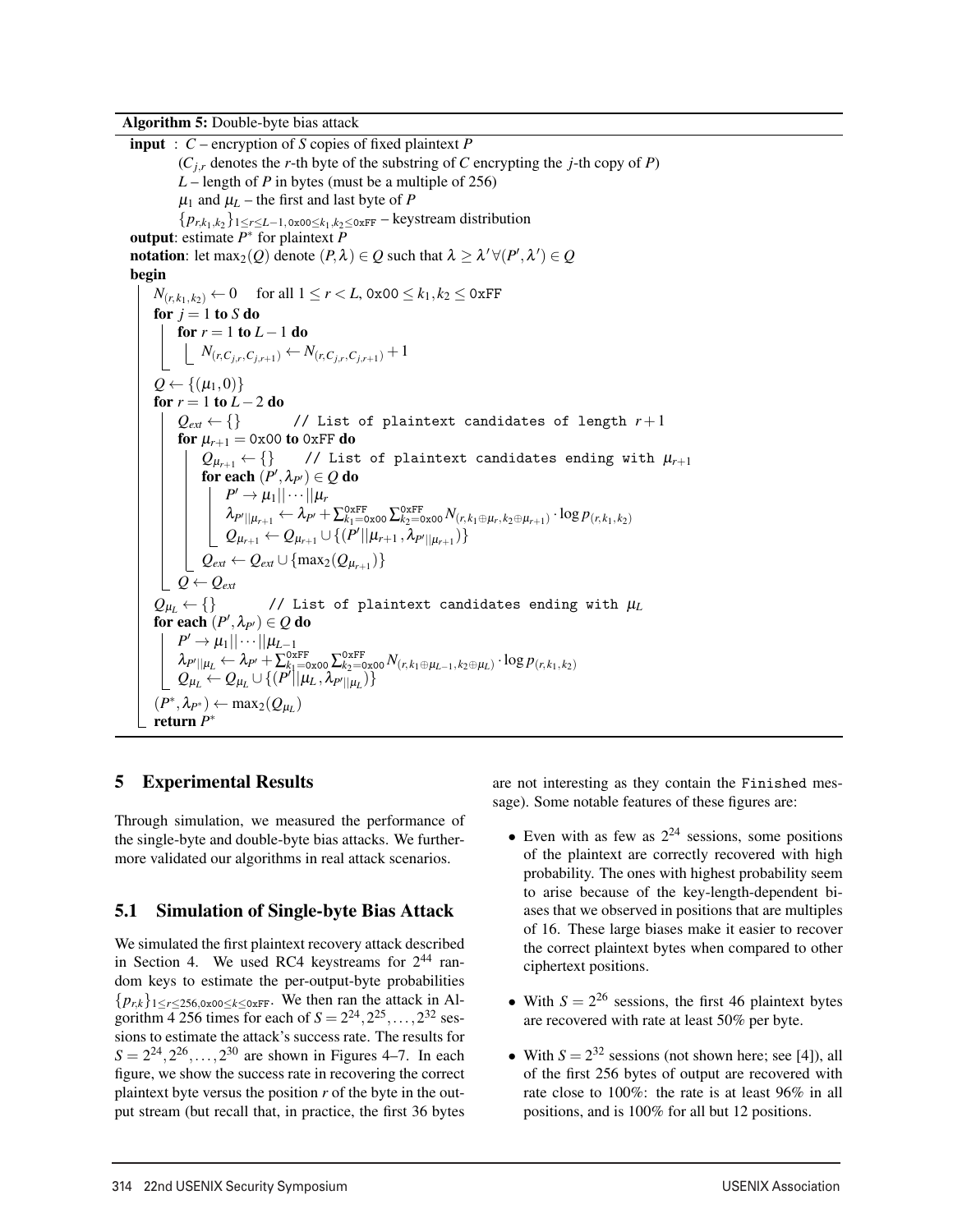**Algorithm 5:** Double-byte bias attack

```
input : C – encryption of S copies of fixed plaintext P
        (C_{j,r} denotes the r-th byte of the substring of C encrypting the j-th copy of P)
        L – length of P in bytes (must be a multiple of 256)
        μ_1 and μ_L – the first and last byte of P
        {p_{r,k1,k2}}_{1≤r≤L−1, 0x00≤k1,k2≤0xFF} – keystream distribution
output: estimate P* for plaintext P
notation: let max_2(Q) denote (P,λ) ∈ Q such that λ ≥ λ' ∀(P',λ') ∈ Q
begin
    N_(r,k1,k2) ← 0    for all 1 ≤ r < L, 0x00 ≤ k1,k2 ≤ 0xFF
    for j = 1 to S do
        for r = 1 to L − 1 do
            N_(r,C_{j,r},C_{j,r+1}) ← N_(r,C_{j,r},C_{j,r+1}) + 1
    Q ← {(μ_1, 0)}
    for r = 1 to L − 2 do
        Q_ext ← {}        // List of plaintext candidates of length r+1
        for μ_{r+1} = 0x00 to 0xFF do
            Q_{μ_{r+1}} ← {}    // List of plaintext candidates ending with μ_{r+1}
            for each (P', λ_{P'}) ∈ Q do
                P' → μ_1 || ··· || μ_r
                λ_{P'||μ_{r+1}} ← λ_{P'} + Σ_{k1=0x00}^{0xFF} Σ_{k2=0x00}^{0xFF} N_(r,k1⊕μ_r,k2⊕μ_{r+1}) · log p_(r,k1,k2)
                Q_{μ_{r+1}} ← Q_{μ_{r+1}} ∪ {(P'||μ_{r+1}, λ_{P'||μ_{r+1}})}
            Q_ext ← Q_ext ∪ {max_2(Q_{μ_{r+1}})}
        Q ← Q_ext
    Q_{μ_L} ← {}        // List of plaintext candidates ending with μ_L
    for each (P', λ_{P'}) ∈ Q do
        P' → μ_1 || ··· || μ_{L−1}
        λ_{P'||μ_L} ← λ_{P'} + Σ_{k1=0x00}^{0xFF} Σ_{k2=0x00}^{0xFF} N_(r,k1⊕μ_{L−1},k2⊕μ_L) · log p_(r,k1,k2)
        Q_{μ_L} ← Q_{μ_L} ∪ {(P'||μ_L, λ_{P'||μ_L})}
    (P*, λ_{P*}) ← max_2(Q_{μ_L})
    return P*
```

## 5 Experimental Results

Through simulation, we measured the performance of the single-byte and double-byte bias attacks. We furthermore validated our algorithms in real attack scenarios.

### 5.1 Simulation of Single-byte Bias Attack

We simulated the first plaintext recovery attack described in Section 4. We used RC4 keystreams for $2^{44}$ random keys to estimate the per-output-byte probabilities $\{p_{r,k}\}_{1 \le r \le 256, \texttt{0x00} \le k \le \texttt{0xFF}}$. We then ran the attack in Algorithm 4 256 times for each of $S = 2^{24}, 2^{25}, \ldots, 2^{32}$ sessions to estimate the attack's success rate. The results for $S = 2^{24}, 2^{26}, \ldots, 2^{30}$ are shown in Figures 4–7. In each figure, we show the success rate in recovering the correct plaintext byte versus the position $r$ of the byte in the output stream (but recall that, in practice, the first 36 bytes are not interesting as they contain the Finished message). Some notable features of these figures are:

- Even with as few as $2^{24}$ sessions, some positions of the plaintext are correctly recovered with high probability. The ones with highest probability seem to arise because of the key-length-dependent biases that we observed in positions that are multiples of 16. These large biases make it easier to recover the correct plaintext bytes when compared to other ciphertext positions.
- With $S = 2^{26}$ sessions, the first 46 plaintext bytes are recovered with rate at least 50% per byte.
- With $S = 2^{32}$ sessions (not shown here; see [4]), all of the first 256 bytes of output are recovered with rate close to 100%: the rate is at least 96% in all positions, and is 100% for all but 12 positions.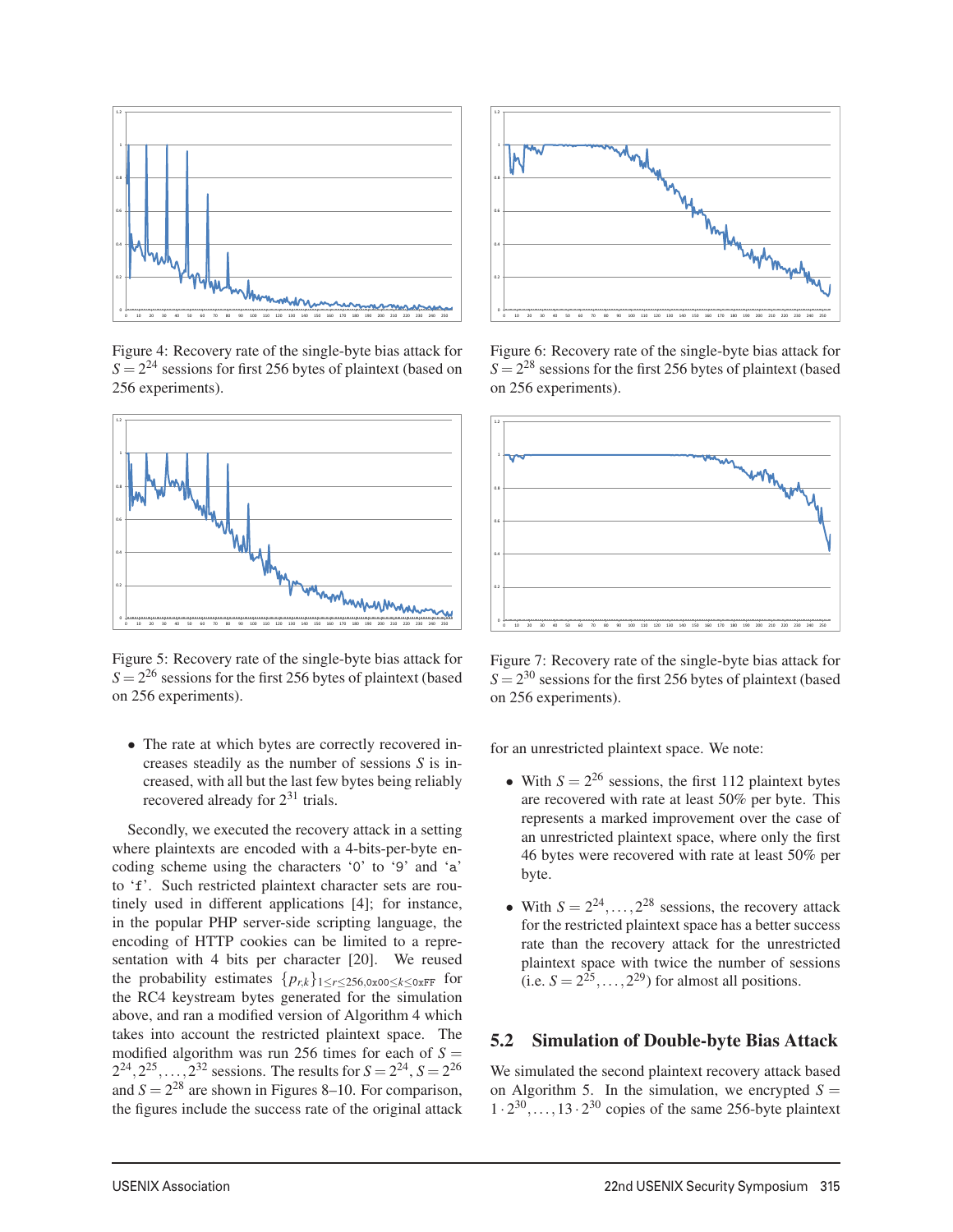Figure 4: Recovery rate of the single-byte bias attack for $S = 2^{24}$ sessions for first 256 bytes of plaintext (based on 256 experiments).

Figure 5: Recovery rate of the single-byte bias attack for $S = 2^{26}$ sessions for the first 256 bytes of plaintext (based on 256 experiments).

- The rate at which bytes are correctly recovered increases steadily as the number of sessions $S$ is increased, with all but the last few bytes being reliably recovered already for $2^{31}$ trials.

Secondly, we executed the recovery attack in a setting where plaintexts are encoded with a 4-bits-per-byte encoding scheme using the characters '0' to '9' and 'a' to 'f'. Such restricted plaintext character sets are routinely used in different applications [4]; for instance, in the popular PHP server-side scripting language, the encoding of HTTP cookies can be limited to a representation with 4 bits per character [20]. We reused the probability estimates $\{p_{r,k}\}_{1 \leq r \leq 256, \texttt{0x00} \leq k \leq \texttt{0xFF}}$ for the RC4 keystream bytes generated for the simulation above, and ran a modified version of Algorithm 4 which takes into account the restricted plaintext space. The modified algorithm was run 256 times for each of $S = 2^{24}, 2^{25}, \ldots, 2^{32}$ sessions. The results for $S = 2^{24}$, $S = 2^{26}$ and $S = 2^{28}$ are shown in Figures 8–10. For comparison, the figures include the success rate of the original attack

Figure 6: Recovery rate of the single-byte bias attack for $S = 2^{28}$ sessions for the first 256 bytes of plaintext (based on 256 experiments).

Figure 7: Recovery rate of the single-byte bias attack for $S = 2^{30}$ sessions for the first 256 bytes of plaintext (based on 256 experiments).

for an unrestricted plaintext space. We note:

- With $S = 2^{26}$ sessions, the first 112 plaintext bytes are recovered with rate at least 50% per byte. This represents a marked improvement over the case of an unrestricted plaintext space, where only the first 46 bytes were recovered with rate at least 50% per byte.
- With $S = 2^{24}, \ldots, 2^{28}$ sessions, the recovery attack for the restricted plaintext space has a better success rate than the recovery attack for the unrestricted plaintext space with twice the number of sessions (i.e. $S = 2^{25}, \ldots, 2^{29}$) for almost all positions.

## 5.2 Simulation of Double-byte Bias Attack

We simulated the second plaintext recovery attack based on Algorithm 5. In the simulation, we encrypted $S = 1 \cdot 2^{30}, \ldots, 13 \cdot 2^{30}$ copies of the same 256-byte plaintext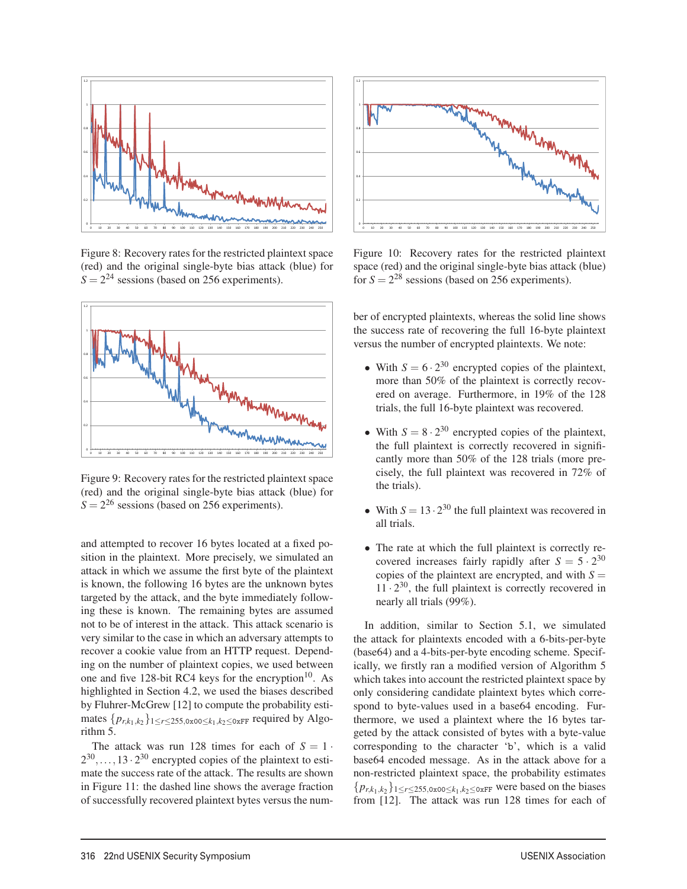Figure 8: Recovery rates for the restricted plaintext space (red) and the original single-byte bias attack (blue) for $S = 2^{24}$ sessions (based on 256 experiments).

Figure 9: Recovery rates for the restricted plaintext space (red) and the original single-byte bias attack (blue) for $S = 2^{26}$ sessions (based on 256 experiments).

and attempted to recover 16 bytes located at a fixed position in the plaintext. More precisely, we simulated an attack in which we assume the first byte of the plaintext is known, the following 16 bytes are the unknown bytes targeted by the attack, and the byte immediately following these is known. The remaining bytes are assumed not to be of interest in the attack. This attack scenario is very similar to the case in which an adversary attempts to recover a cookie value from an HTTP request. Depending on the number of plaintext copies, we used between one and five 128-bit RC4 keys for the encryption[10]. As highlighted in Section 4.2, we used the biases described by Fluhrer-McGrew [12] to compute the probability estimates $\{p_{r,k_1,k_2}\}_{1 \le r \le 255, \texttt{0x00} \le k_1,k_2 \le \texttt{0xFF}}$ required by Algorithm 5.

The attack was run 128 times for each of $S = 1 \cdot 2^{30}, \ldots, 13 \cdot 2^{30}$ encrypted copies of the plaintext to estimate the success rate of the attack. The results are shown in Figure 11: the dashed line shows the average fraction of successfully recovered plaintext bytes versus the number of encrypted plaintexts, whereas the solid line shows the success rate of recovering the full 16-byte plaintext versus the number of encrypted plaintexts. We note:

Figure 10: Recovery rates for the restricted plaintext space (red) and the original single-byte bias attack (blue) for $S = 2^{28}$ sessions (based on 256 experiments).

- With $S = 6 \cdot 2^{30}$ encrypted copies of the plaintext, more than 50% of the plaintext is correctly recovered on average. Furthermore, in 19% of the 128 trials, the full 16-byte plaintext was recovered.
- With $S = 8 \cdot 2^{30}$ encrypted copies of the plaintext, the full plaintext is correctly recovered in significantly more than 50% of the 128 trials (more precisely, the full plaintext was recovered in 72% of the trials).
- With $S = 13 \cdot 2^{30}$ the full plaintext was recovered in all trials.
- The rate at which the full plaintext is correctly recovered increases fairly rapidly after $S = 5 \cdot 2^{30}$ copies of the plaintext are encrypted, and with $S = 11 \cdot 2^{30}$, the full plaintext is correctly recovered in nearly all trials (99%).

In addition, similar to Section 5.1, we simulated the attack for plaintexts encoded with a 6-bits-per-byte (base64) and a 4-bits-per-byte encoding scheme. Specifically, we firstly ran a modified version of Algorithm 5 which takes into account the restricted plaintext space by only considering candidate plaintext bytes which correspond to byte-values used in a base64 encoding. Furthermore, we used a plaintext where the 16 bytes targeted by the attack consisted of bytes with a byte-value corresponding to the character 'b', which is a valid base64 encoded message. As in the attack above for a non-restricted plaintext space, the probability estimates $\{p_{r,k_1,k_2}\}_{1 \le r \le 255, \texttt{0x00} \le k_1,k_2 \le \texttt{0xFF}}$ were based on the biases from [12]. The attack was run 128 times for each of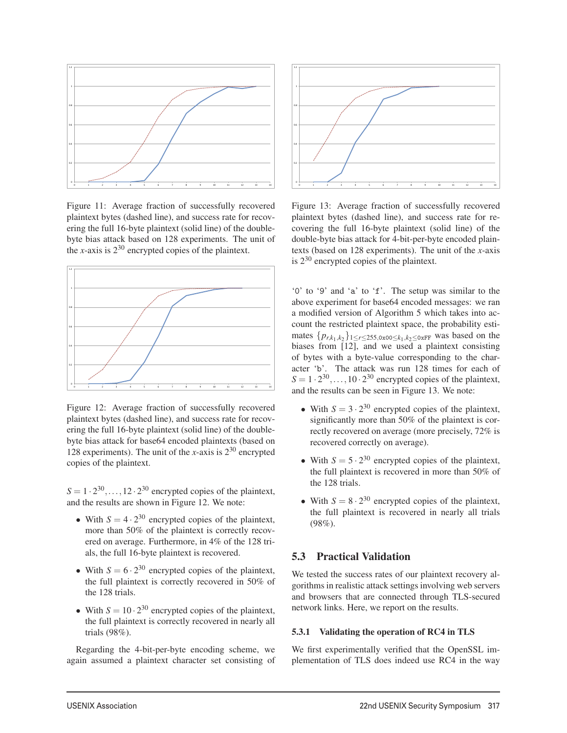Figure 11: Average fraction of successfully recovered plaintext bytes (dashed line), and success rate for recovering the full 16-byte plaintext (solid line) of the double-byte bias attack based on 128 experiments. The unit of the $x$-axis is $2^{30}$ encrypted copies of the plaintext.

Figure 12: Average fraction of successfully recovered plaintext bytes (dashed line), and success rate for recovering the full 16-byte plaintext (solid line) of the double-byte bias attack for base64 encoded plaintexts (based on 128 experiments). The unit of the $x$-axis is $2^{30}$ encrypted copies of the plaintext.

$S = 1 \cdot 2^{30}, \ldots, 12 \cdot 2^{30}$ encrypted copies of the plaintext, and the results are shown in Figure 12. We note:

- With $S = 4 \cdot 2^{30}$ encrypted copies of the plaintext, more than 50% of the plaintext is correctly recovered on average. Furthermore, in 4% of the 128 trials, the full 16-byte plaintext is recovered.
- With $S = 6 \cdot 2^{30}$ encrypted copies of the plaintext, the full plaintext is correctly recovered in 50% of the 128 trials.
- With $S = 10 \cdot 2^{30}$ encrypted copies of the plaintext, the full plaintext is correctly recovered in nearly all trials (98%).

Regarding the 4-bit-per-byte encoding scheme, we again assumed a plaintext character set consisting of '0' to '9' and 'a' to 'f'. The setup was similar to the above experiment for base64 encoded messages: we ran a modified version of Algorithm 5 which takes into account the restricted plaintext space, the probability estimates $\{p_{r,k_1,k_2}\}_{1 \leq r \leq 255, \texttt{0x00} \leq k_1,k_2 \leq \texttt{0xFF}}$ was based on the biases from [12], and we used a plaintext consisting of bytes with a byte-value corresponding to the character 'b'. The attack was run 128 times for each of $S = 1 \cdot 2^{30}, \ldots, 10 \cdot 2^{30}$ encrypted copies of the plaintext, and the results can be seen in Figure 13. We note:

- With $S = 3 \cdot 2^{30}$ encrypted copies of the plaintext, significantly more than 50% of the plaintext is correctly recovered on average (more precisely, 72% is recovered correctly on average).
- With $S = 5 \cdot 2^{30}$ encrypted copies of the plaintext, the full plaintext is recovered in more than 50% of the 128 trials.
- With $S = 8 \cdot 2^{30}$ encrypted copies of the plaintext, the full plaintext is recovered in nearly all trials (98%).

Figure 13: Average fraction of successfully recovered plaintext bytes (dashed line), and success rate for recovering the full 16-byte plaintext (solid line) of the double-byte bias attack for 4-bit-per-byte encoded plaintexts (based on 128 experiments). The unit of the $x$-axis is $2^{30}$ encrypted copies of the plaintext.

## 5.3 Practical Validation

We tested the success rates of our plaintext recovery algorithms in realistic attack settings involving web servers and browsers that are connected through TLS-secured network links. Here, we report on the results.

### 5.3.1 Validating the operation of RC4 in TLS

We first experimentally verified that the OpenSSL implementation of TLS does indeed use RC4 in the way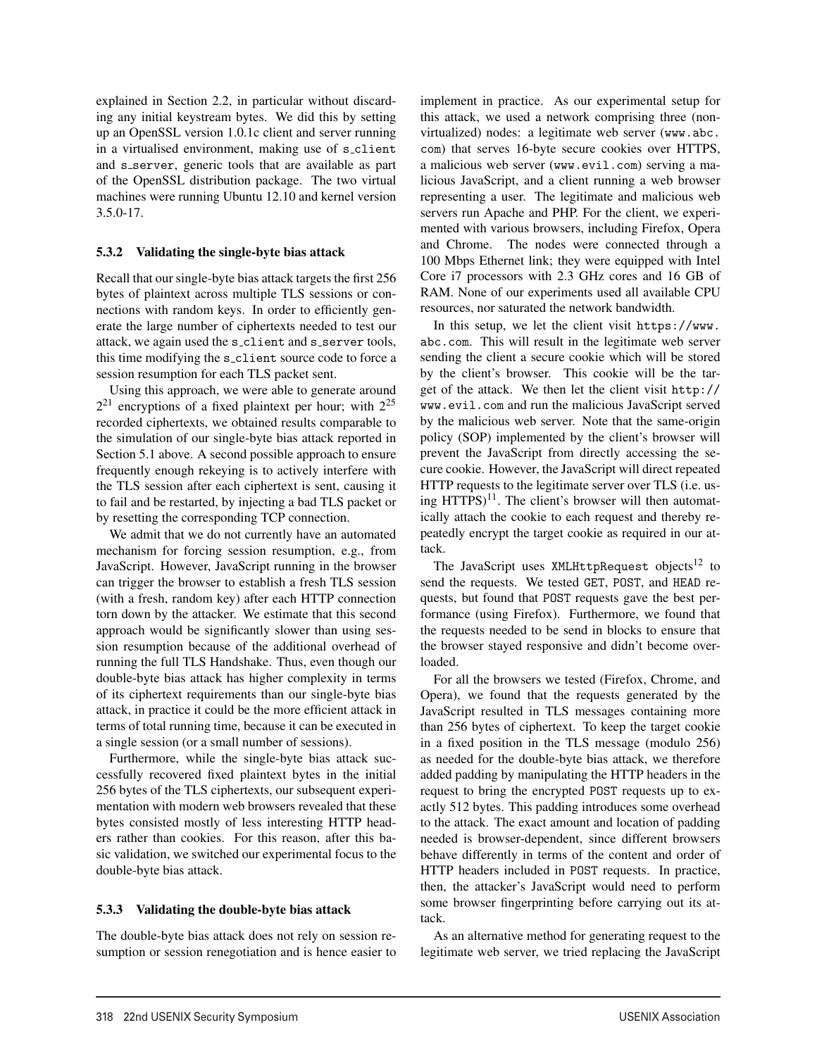explained in Section 2.2, in particular without discarding any initial keystream bytes. We did this by setting up an OpenSSL version 1.0.1c client and server running in a virtualised environment, making use of `s_client` and `s_server`, generic tools that are available as part of the OpenSSL distribution package. The two virtual machines were running Ubuntu 12.10 and kernel version 3.5.0-17.

#### 5.3.2 Validating the single-byte bias attack

Recall that our single-byte bias attack targets the first 256 bytes of plaintext across multiple TLS sessions or connections with random keys. In order to efficiently generate the large number of ciphertexts needed to test our attack, we again used the `s_client` and `s_server` tools, this time modifying the `s_client` source code to force a session resumption for each TLS packet sent.

Using this approach, we were able to generate around $2^{21}$ encryptions of a fixed plaintext per hour; with $2^{25}$ recorded ciphertexts, we obtained results comparable to the simulation of our single-byte bias attack reported in Section 5.1 above. A second possible approach to ensure frequently enough rekeying is to actively interfere with the TLS session after each ciphertext is sent, causing it to fail and be restarted, by injecting a bad TLS packet or by resetting the corresponding TCP connection.

We admit that we do not currently have an automated mechanism for forcing session resumption, e.g., from JavaScript. However, JavaScript running in the browser can trigger the browser to establish a fresh TLS session (with a fresh, random key) after each HTTP connection torn down by the attacker. We estimate that this second approach would be significantly slower than using session resumption because of the additional overhead of running the full TLS Handshake. Thus, even though our double-byte bias attack has higher complexity in terms of its ciphertext requirements than our single-byte bias attack, in practice it could be the more efficient attack in terms of total running time, because it can be executed in a single session (or a small number of sessions).

Furthermore, while the single-byte bias attack successfully recovered fixed plaintext bytes in the initial 256 bytes of the TLS ciphertexts, our subsequent experimentation with modern web browsers revealed that these bytes consisted mostly of less interesting HTTP headers rather than cookies. For this reason, after this basic validation, we switched our experimental focus to the double-byte bias attack.

#### 5.3.3 Validating the double-byte bias attack

The double-byte bias attack does not rely on session resumption or session renegotiation and is hence easier to implement in practice. As our experimental setup for this attack, we used a network comprising three (non-virtualized) nodes: a legitimate web server (`www.abc.com`) that serves 16-byte secure cookies over HTTPS, a malicious web server (`www.evil.com`) serving a malicious JavaScript, and a client running a web browser representing a user. The legitimate and malicious web servers run Apache and PHP. For the client, we experimented with various browsers, including Firefox, Opera and Chrome. The nodes were connected through a 100 Mbps Ethernet link; they were equipped with Intel Core i7 processors with 2.3 GHz cores and 16 GB of RAM. None of our experiments used all available CPU resources, nor saturated the network bandwidth.

In this setup, we let the client visit `https://www.abc.com`. This will result in the legitimate web server sending the client a secure cookie which will be stored by the client's browser. This cookie will be the target of the attack. We then let the client visit `http://www.evil.com` and run the malicious JavaScript served by the malicious web server. Note that the same-origin policy (SOP) implemented by the client's browser will prevent the JavaScript from directly accessing the secure cookie. However, the JavaScript will direct repeated HTTP requests to the legitimate server over TLS (i.e. using HTTPS)[11]. The client's browser will then automatically attach the cookie to each request and thereby repeatedly encrypt the target cookie as required in our attack.

The JavaScript uses `XMLHttpRequest` objects[12] to send the requests. We tested `GET`, `POST`, and `HEAD` requests, but found that `POST` requests gave the best performance (using Firefox). Furthermore, we found that the requests needed to be send in blocks to ensure that the browser stayed responsive and didn't become overloaded.

For all the browsers we tested (Firefox, Chrome, and Opera), we found that the requests generated by the JavaScript resulted in TLS messages containing more than 256 bytes of ciphertext. To keep the target cookie in a fixed position in the TLS message (modulo 256) as needed for the double-byte bias attack, we therefore added padding by manipulating the HTTP headers in the request to bring the encrypted `POST` requests up to exactly 512 bytes. This padding introduces some overhead to the attack. The exact amount and location of padding needed is browser-dependent, since different browsers behave differently in terms of the content and order of HTTP headers included in `POST` requests. In practice, then, the attacker's JavaScript would need to perform some browser fingerprinting before carrying out its attack.

As an alternative method for generating request to the legitimate web server, we tried replacing the JavaScript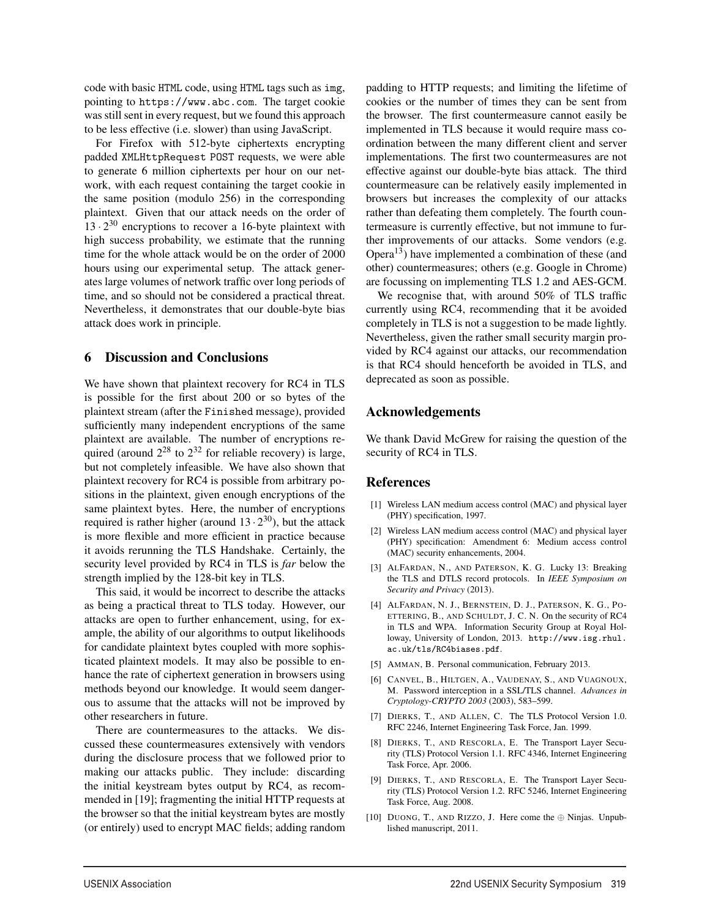code with basic HTML code, using HTML tags such as img, pointing to https://www.abc.com. The target cookie was still sent in every request, but we found this approach to be less effective (i.e. slower) than using JavaScript.

For Firefox with 512-byte ciphertexts encrypting padded XMLHttpRequest POST requests, we were able to generate 6 million ciphertexts per hour on our network, with each request containing the target cookie in the same position (modulo 256) in the corresponding plaintext. Given that our attack needs on the order of $13 \cdot 2^{30}$ encryptions to recover a 16-byte plaintext with high success probability, we estimate that the running time for the whole attack would be on the order of 2000 hours using our experimental setup. The attack generates large volumes of network traffic over long periods of time, and so should not be considered a practical threat. Nevertheless, it demonstrates that our double-byte bias attack does work in principle.

## 6 Discussion and Conclusions

We have shown that plaintext recovery for RC4 in TLS is possible for the first about 200 or so bytes of the plaintext stream (after the Finished message), provided sufficiently many independent encryptions of the same plaintext are available. The number of encryptions required (around $2^{28}$ to $2^{32}$ for reliable recovery) is large, but not completely infeasible. We have also shown that plaintext recovery for RC4 is possible from arbitrary positions in the plaintext, given enough encryptions of the same plaintext bytes. Here, the number of encryptions required is rather higher (around $13 \cdot 2^{30}$), but the attack is more flexible and more efficient in practice because it avoids rerunning the TLS Handshake. Certainly, the security level provided by RC4 in TLS is *far* below the strength implied by the 128-bit key in TLS.

This said, it would be incorrect to describe the attacks as being a practical threat to TLS today. However, our attacks are open to further enhancement, using, for example, the ability of our algorithms to output likelihoods for candidate plaintext bytes coupled with more sophisticated plaintext models. It may also be possible to enhance the rate of ciphertext generation in browsers using methods beyond our knowledge. It would seem dangerous to assume that the attacks will not be improved by other researchers in future.

There are countermeasures to the attacks. We discussed these countermeasures extensively with vendors during the disclosure process that we followed prior to making our attacks public. They include: discarding the initial keystream bytes output by RC4, as recommended in [19]; fragmenting the initial HTTP requests at the browser so that the initial keystream bytes are mostly (or entirely) used to encrypt MAC fields; adding random padding to HTTP requests; and limiting the lifetime of cookies or the number of times they can be sent from the browser. The first countermeasure cannot easily be implemented in TLS because it would require mass coordination between the many different client and server implementations. The first two countermeasures are not effective against our double-byte bias attack. The third countermeasure can be relatively easily implemented in browsers but increases the complexity of our attacks rather than defeating them completely. The fourth countermeasure is currently effective, but not immune to further improvements of our attacks. Some vendors (e.g. Opera[13]) have implemented a combination of these (and other) countermeasures; others (e.g. Google in Chrome) are focussing on implementing TLS 1.2 and AES-GCM.

We recognise that, with around 50% of TLS traffic currently using RC4, recommending that it be avoided completely in TLS is not a suggestion to be made lightly. Nevertheless, given the rather small security margin provided by RC4 against our attacks, our recommendation is that RC4 should henceforth be avoided in TLS, and deprecated as soon as possible.

## Acknowledgements

We thank David McGrew for raising the question of the security of RC4 in TLS.

## References

[1] Wireless LAN medium access control (MAC) and physical layer (PHY) specification, 1997.

[2] Wireless LAN medium access control (MAC) and physical layer (PHY) specification: Amendment 6: Medium access control (MAC) security enhancements, 2004.

[3] AlFardan, N., and Paterson, K. G. Lucky 13: Breaking the TLS and DTLS record protocols. In *IEEE Symposium on Security and Privacy* (2013).

[4] AlFardan, N. J., Bernstein, D. J., Paterson, K. G., Poettering, B., and Schuldt, J. C. N. On the security of RC4 in TLS and WPA. Information Security Group at Royal Holloway, University of London, 2013. http://www.isg.rhul.ac.uk/tls/RC4biases.pdf.

[5] Amman, B. Personal communication, February 2013.

[6] Canvel, B., Hiltgen, A., Vaudenay, S., and Vuagnoux, M. Password interception in a SSL/TLS channel. *Advances in Cryptology-CRYPTO 2003* (2003), 583–599.

[7] Dierks, T., and Allen, C. The TLS Protocol Version 1.0. RFC 2246, Internet Engineering Task Force, Jan. 1999.

[8] Dierks, T., and Rescorla, E. The Transport Layer Security (TLS) Protocol Version 1.1. RFC 4346, Internet Engineering Task Force, Apr. 2006.

[9] Dierks, T., and Rescorla, E. The Transport Layer Security (TLS) Protocol Version 1.2. RFC 5246, Internet Engineering Task Force, Aug. 2008.

[10] Duong, T., and Rizzo, J. Here come the $\oplus$ Ninjas. Unpublished manuscript, 2011.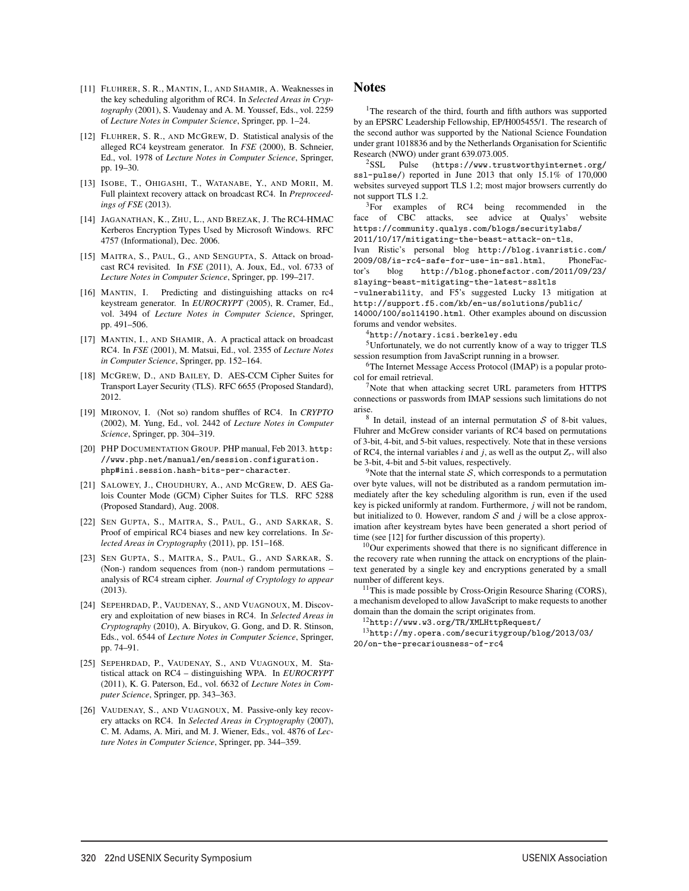[11] FLUHRER, S. R., MANTIN, I., AND SHAMIR, A. Weaknesses in the key scheduling algorithm of RC4. In *Selected Areas in Cryptography* (2001), S. Vaudenay and A. M. Youssef, Eds., vol. 2259 of *Lecture Notes in Computer Science*, Springer, pp. 1–24.

[12] FLUHRER, S. R., AND MCGREW, D. Statistical analysis of the alleged RC4 keystream generator. In *FSE* (2000), B. Schneier, Ed., vol. 1978 of *Lecture Notes in Computer Science*, Springer, pp. 19–30.

[13] ISOBE, T., OHIGASHI, T., WATANABE, Y., AND MORII, M. Full plaintext recovery attack on broadcast RC4. In *Preproceedings of FSE* (2013).

[14] JAGANATHAN, K., ZHU, L., AND BREZAK, J. The RC4-HMAC Kerberos Encryption Types Used by Microsoft Windows. RFC 4757 (Informational), Dec. 2006.

[15] MAITRA, S., PAUL, G., AND SENGUPTA, S. Attack on broadcast RC4 revisited. In *FSE* (2011), A. Joux, Ed., vol. 6733 of *Lecture Notes in Computer Science*, Springer, pp. 199–217.

[16] MANTIN, I. Predicting and distinguishing attacks on rc4 keystream generator. In *EUROCRYPT* (2005), R. Cramer, Ed., vol. 3494 of *Lecture Notes in Computer Science*, Springer, pp. 491–506.

[17] MANTIN, I., AND SHAMIR, A. A practical attack on broadcast RC4. In *FSE* (2001), M. Matsui, Ed., vol. 2355 of *Lecture Notes in Computer Science*, Springer, pp. 152–164.

[18] MCGREW, D., AND BAILEY, D. AES-CCM Cipher Suites for Transport Layer Security (TLS). RFC 6655 (Proposed Standard), 2012.

[19] MIRONOV, I. (Not so) random shuffles of RC4. In *CRYPTO* (2002), M. Yung, Ed., vol. 2442 of *Lecture Notes in Computer Science*, Springer, pp. 304–319.

[20] PHP DOCUMENTATION GROUP. PHP manual, Feb 2013. http://www.php.net/manual/en/session.configuration.php#ini.session.hash-bits-per-character.

[21] SALOWEY, J., CHOUDHURY, A., AND MCGREW, D. AES Galois Counter Mode (GCM) Cipher Suites for TLS. RFC 5288 (Proposed Standard), Aug. 2008.

[22] SEN GUPTA, S., MAITRA, S., PAUL, G., AND SARKAR, S. Proof of empirical RC4 biases and new key correlations. In *Selected Areas in Cryptography* (2011), pp. 151–168.

[23] SEN GUPTA, S., MAITRA, S., PAUL, G., AND SARKAR, S. (Non-) random sequences from (non-) random permutations – analysis of RC4 stream cipher. *Journal of Cryptology to appear* (2013).

[24] SEPEHRDAD, P., VAUDENAY, S., AND VUAGNOUX, M. Discovery and exploitation of new biases in RC4. In *Selected Areas in Cryptography* (2010), A. Biryukov, G. Gong, and D. R. Stinson, Eds., vol. 6544 of *Lecture Notes in Computer Science*, Springer, pp. 74–91.

[25] SEPEHRDAD, P., VAUDENAY, S., AND VUAGNOUX, M. Statistical attack on RC4 – distinguishing WPA. In *EUROCRYPT* (2011), K. G. Paterson, Ed., vol. 6632 of *Lecture Notes in Computer Science*, Springer, pp. 343–363.

[26] VAUDENAY, S., AND VUAGNOUX, M. Passive-only key recovery attacks on RC4. In *Selected Areas in Cryptography* (2007), C. M. Adams, A. Miri, and M. J. Wiener, Eds., vol. 4876 of *Lecture Notes in Computer Science*, Springer, pp. 344–359.

## Notes

[1] The research of the third, fourth and fifth authors was supported by an EPSRC Leadership Fellowship, EP/H005455/1. The research of the second author was supported by the National Science Foundation under grant 1018836 and by the Netherlands Organisation for Scientific Research (NWO) under grant 639.073.005.

[2] SSL Pulse (https://www.trustworthyinternet.org/ssl-pulse/) reported in June 2013 that only 15.1% of 170,000 websites surveyed support TLS 1.2; most major browsers currently do not support TLS 1.2.

[3] For examples of RC4 being recommended in the face of CBC attacks, see advice at Qualys' website https://community.qualys.com/blogs/securitylabs/2011/10/17/mitigating-the-beast-attack-on-tls, Ivan Ristic's personal blog http://blog.ivanristic.com/2009/08/is-rc4-safe-for-use-in-ssl.html, PhoneFactor's blog http://blog.phonefactor.com/2011/09/23/slaying-beast-mitigating-the-latest-ssltls-vulnerability, and F5's suggested Lucky 13 mitigation at http://support.f5.com/kb/en-us/solutions/public/14000/100/sol14190.html. Other examples abound on discussion forums and vendor websites.

[4] http://notary.icsi.berkeley.edu

[5] Unfortunately, we do not currently know of a way to trigger TLS session resumption from JavaScript running in a browser.

[6] The Internet Message Access Protocol (IMAP) is a popular protocol for email retrieval.

[7] Note that when attacking secret URL parameters from HTTPS connections or passwords from IMAP sessions such limitations do not arise.

[8] In detail, instead of an internal permutation $\mathcal{S}$ of 8-bit values, Fluhrer and McGrew consider variants of RC4 based on permutations of 3-bit, 4-bit, and 5-bit values, respectively. Note that in these versions of RC4, the internal variables $i$ and $j$, as well as the output $Z_r$, will also be 3-bit, 4-bit and 5-bit values, respectively.

[9] Note that the internal state $\mathcal{S}$, which corresponds to a permutation over byte values, will not be distributed as a random permutation immediately after the key scheduling algorithm is run, even if the used key is picked uniformly at random. Furthermore, $j$ will not be random, but initialized to 0. However, random $\mathcal{S}$ and $j$ will be a close approximation after keystream bytes have been generated a short period of time (see [12] for further discussion of this property).

[10] Our experiments showed that there is no significant difference in the recovery rate when running the attack on encryptions of the plaintext generated by a single key and encryptions generated by a small number of different keys.

[11] This is made possible by Cross-Origin Resource Sharing (CORS), a mechanism developed to allow JavaScript to make requests to another domain than the domain the script originates from.

[12] http://www.w3.org/TR/XMLHttpRequest/

[13] http://my.opera.com/securitygroup/blog/2013/03/20/on-the-precariousness-of-rc4